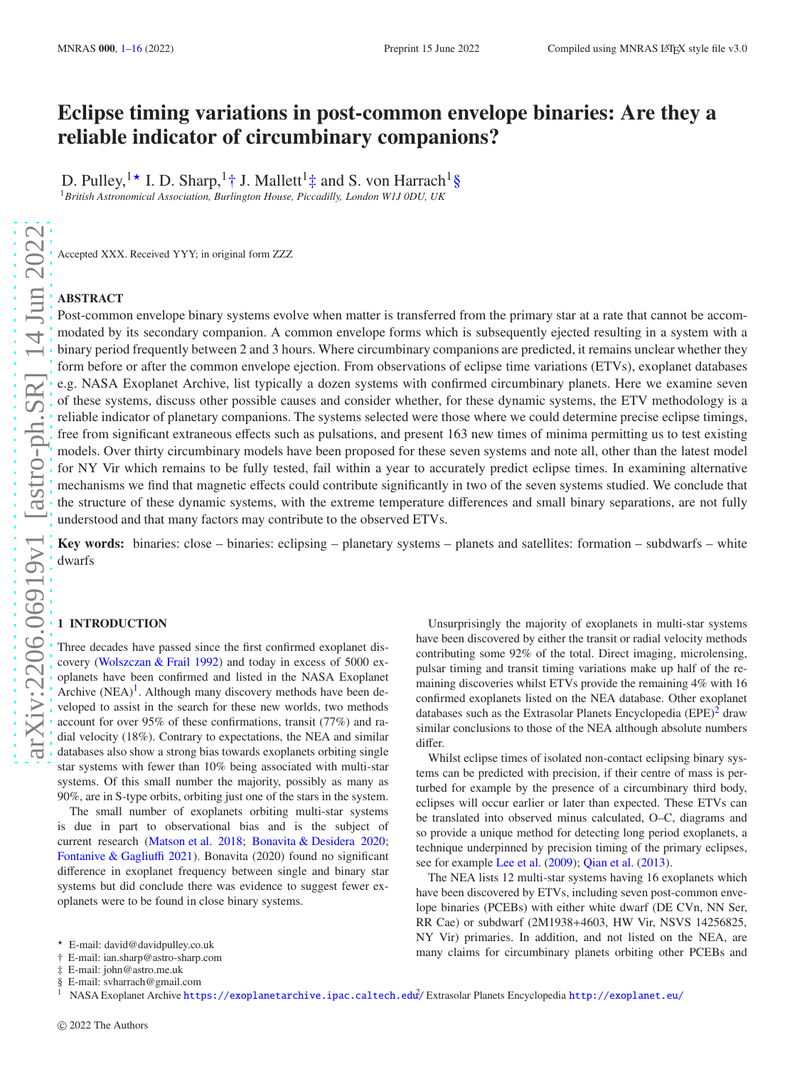# Eclipse timing variations in post-common envelope binaries: Are they a reliable indicator of circumbinary companions?

D. Pulley,[1★] I. D. Sharp,[1†] J. Mallett[1‡] and S. von Harrach[1§]

[1] *British Astronomical Association, Burlington House, Piccadilly, London W1J 0DU, UK*

Accepted XXX. Received YYY; in original form ZZZ

## ABSTRACT

Post-common envelope binary systems evolve when matter is transferred from the primary star at a rate that cannot be accommodated by its secondary companion. A common envelope forms which is subsequently ejected resulting in a system with a binary period frequently between 2 and 3 hours. Where circumbinary companions are predicted, it remains unclear whether they form before or after the common envelope ejection. From observations of eclipse time variations (ETVs), exoplanet databases e.g. NASA Exoplanet Archive, list typically a dozen systems with confirmed circumbinary planets. Here we examine seven of these systems, discuss other possible causes and consider whether, for these dynamic systems, the ETV methodology is a reliable indicator of planetary companions. The systems selected were those where we could determine precise eclipse timings, free from significant extraneous effects such as pulsations, and present 163 new times of minima permitting us to test existing models. Over thirty circumbinary models have been proposed for these seven systems and note all, other than the latest model for NY Vir which remains to be fully tested, fail within a year to accurately predict eclipse times. In examining alternative mechanisms we find that magnetic effects could contribute significantly in two of the seven systems studied. We conclude that the structure of these dynamic systems, with the extreme temperature differences and small binary separations, are not fully understood and that many factors may contribute to the observed ETVs.

**Key words:** binaries: close – binaries: eclipsing – planetary systems – planets and satellites: formation – subdwarfs – white dwarfs

## 1 INTRODUCTION

Three decades have passed since the first confirmed exoplanet discovery (Wolszczan & Frail 1992) and today in excess of 5000 exoplanets have been confirmed and listed in the NASA Exoplanet Archive (NEA)[1]. Although many discovery methods have been developed to assist in the search for these new worlds, two methods account for over 95% of these confirmations, transit (77%) and radial velocity (18%). Contrary to expectations, the NEA and similar databases also show a strong bias towards exoplanets orbiting single star systems with fewer than 10% being associated with multi-star systems. Of this small number the majority, possibly as many as 90%, are in S-type orbits, orbiting just one of the stars in the system.

The small number of exoplanets orbiting multi-star systems is due in part to observational bias and is the subject of current research (Matson et al. 2018; Bonavita & Desidera 2020; Fontanive & Gagliuffi 2021). Bonavita (2020) found no significant difference in exoplanet frequency between single and binary star systems but did conclude there was evidence to suggest fewer exoplanets were to be found in close binary systems.

Unsurprisingly the majority of exoplanets in multi-star systems have been discovered by either the transit or radial velocity methods contributing some 92% of the total. Direct imaging, microlensing, pulsar timing and transit timing variations make up half of the remaining discoveries whilst ETVs provide the remaining 4% with 16 confirmed exoplanets listed on the NEA database. Other exoplanet databases such as the Extrasolar Planets Encyclopedia (EPE)[2] draw similar conclusions to those of the NEA although absolute numbers differ.

Whilst eclipse times of isolated non-contact eclipsing binary systems can be predicted with precision, if their centre of mass is perturbed for example by the presence of a circumbinary third body, eclipses will occur earlier or later than expected. These ETVs can be translated into observed minus calculated, O–C, diagrams and so provide a unique method for detecting long period exoplanets, a technique underpinned by precision timing of the primary eclipses, see for example Lee et al. (2009); Qian et al. (2013).

The NEA lists 12 multi-star systems having 16 exoplanets which have been discovered by ETVs, including seven post-common envelope binaries (PCEBs) with either white dwarf (DE CVn, NN Ser, RR Cae) or subdwarf (2M1938+4603, HW Vir, NSVS 14256825, NY Vir) primaries. In addition, and not listed on the NEA, are many claims for circumbinary planets orbiting other PCEBs and

★ E-mail: david@davidpulley.co.uk
† E-mail: ian.sharp@astro-sharp.com
‡ E-mail: john@astro.me.uk
§ E-mail: svharrach@gmail.com

[1] NASA Exoplanet Archive https://exoplanetarchive.ipac.caltech.edu/
[2] Extrasolar Planets Encyclopedia http://exoplanet.eu/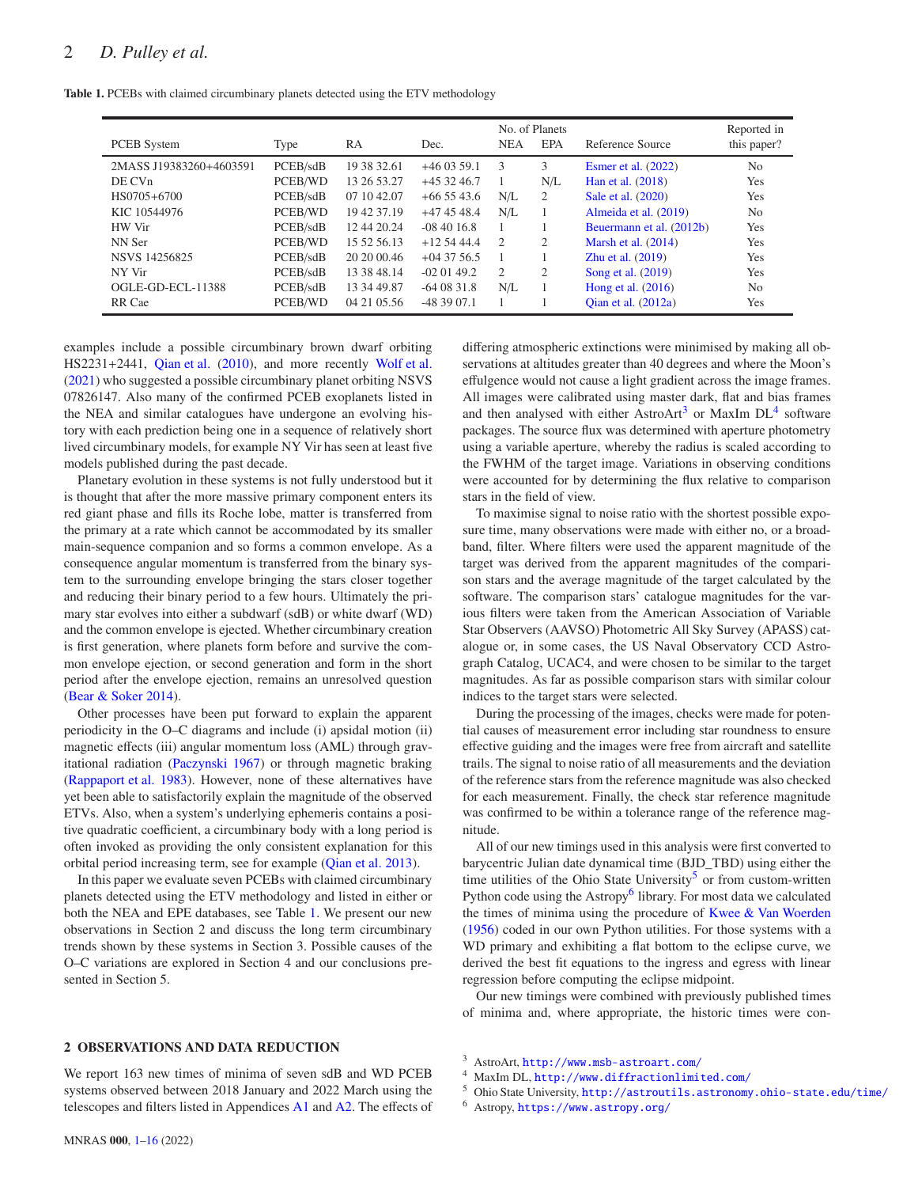**Table 1.** PCEBs with claimed circumbinary planets detected using the ETV methodology

| PCEB System | Type | RA | Dec. | No. of Planets NEA | EPA | Reference Source | Reported in this paper? |
|---|---|---|---|---|---|---|---|
| 2MASS J19383260+4603591 | PCEB/sdB | 19 38 32.61 | +46 03 59.1 | 3 | 3 | Esmer et al. (2022) | No |
| DE CVn | PCEB/WD | 13 26 53.27 | +45 32 46.7 | 1 | N/L | Han et al. (2018) | Yes |
| HS0705+6700 | PCEB/sdB | 07 10 42.07 | +66 55 43.6 | N/L | 2 | Sale et al. (2020) | Yes |
| KIC 10544976 | PCEB/WD | 19 42 37.19 | +47 45 48.4 | N/L | 1 | Almeida et al. (2019) | No |
| HW Vir | PCEB/sdB | 12 44 20.24 | -08 40 16.8 | 1 | 1 | Beuermann et al. (2012b) | Yes |
| NN Ser | PCEB/WD | 15 52 56.13 | +12 54 44.4 | 2 | 2 | Marsh et al. (2014) | Yes |
| NSVS 14256825 | PCEB/sdB | 20 20 00.46 | +04 37 56.5 | 1 | 1 | Zhu et al. (2019) | Yes |
| NY Vir | PCEB/sdB | 13 38 48.14 | -02 01 49.2 | 2 | 2 | Song et al. (2019) | Yes |
| OGLE-GD-ECL-11388 | PCEB/sdB | 13 34 49.87 | -64 08 31.8 | N/L | 1 | Hong et al. (2016) | No |
| RR Cae | PCEB/WD | 04 21 05.56 | -48 39 07.1 | 1 | 1 | Qian et al. (2012a) | Yes |

examples include a possible circumbinary brown dwarf orbiting HS2231+2441, Qian et al. (2010), and more recently Wolf et al. (2021) who suggested a possible circumbinary planet orbiting NSVS 07826147. Also many of the confirmed PCEB exoplanets listed in the NEA and similar catalogues have undergone an evolving history with each prediction being one in a sequence of relatively short lived circumbinary models, for example NY Vir has seen at least five models published during the past decade.

Planetary evolution in these systems is not fully understood but it is thought that after the more massive primary component enters its red giant phase and fills its Roche lobe, matter is transferred from the primary at a rate which cannot be accommodated by its smaller main-sequence companion and so forms a common envelope. As a consequence angular momentum is transferred from the binary system to the surrounding envelope bringing the stars closer together and reducing their binary period to a few hours. Ultimately the primary star evolves into either a subdwarf (sdB) or white dwarf (WD) and the common envelope is ejected. Whether circumbinary creation is first generation, where planets form before and survive the common envelope ejection, or second generation and form in the short period after the envelope ejection, remains an unresolved question (Bear & Soker 2014).

Other processes have been put forward to explain the apparent periodicity in the O–C diagrams and include (i) apsidal motion (ii) magnetic effects (iii) angular momentum loss (AML) through gravitational radiation (Paczynski 1967) or through magnetic braking (Rappaport et al. 1983). However, none of these alternatives have yet been able to satisfactorily explain the magnitude of the observed ETVs. Also, when a system's underlying ephemeris contains a positive quadratic coefficient, a circumbinary body with a long period is often invoked as providing the only consistent explanation for this orbital period increasing term, see for example (Qian et al. 2013).

In this paper we evaluate seven PCEBs with claimed circumbinary planets detected using the ETV methodology and listed in either or both the NEA and EPE databases, see Table 1. We present our new observations in Section 2 and discuss the long term circumbinary trends shown by these systems in Section 3. Possible causes of the O–C variations are explored in Section 4 and our conclusions presented in Section 5.

## 2 OBSERVATIONS AND DATA REDUCTION

We report 163 new times of minima of seven sdB and WD PCEB systems observed between 2018 January and 2022 March using the telescopes and filters listed in Appendices A1 and A2. The effects of differing atmospheric extinctions were minimised by making all observations at altitudes greater than 40 degrees and where the Moon's effulgence would not cause a light gradient across the image frames. All images were calibrated using master dark, flat and bias frames and then analysed with either AstroArt[3] or MaxIm DL[4] software packages. The source flux was determined with aperture photometry using a variable aperture, whereby the radius is scaled according to the FWHM of the target image. Variations in observing conditions were accounted for by determining the flux relative to comparison stars in the field of view.

To maximise signal to noise ratio with the shortest possible exposure time, many observations were made with either no, or a broadband, filter. Where filters were used the apparent magnitude of the target was derived from the apparent magnitudes of the comparison stars and the average magnitude of the target calculated by the software. The comparison stars' catalogue magnitudes for the various filters were taken from the American Association of Variable Star Observers (AAVSO) Photometric All Sky Survey (APASS) catalogue or, in some cases, the US Naval Observatory CCD Astrograph Catalog, UCAC4, and were chosen to be similar to the target magnitudes. As far as possible comparison stars with similar colour indices to the target stars were selected.

During the processing of the images, checks were made for potential causes of measurement error including star roundness to ensure effective guiding and the images were free from aircraft and satellite trails. The signal to noise ratio of all measurements and the deviation of the reference stars from the reference magnitude was also checked for each measurement. Finally, the check star reference magnitude was confirmed to be within a tolerance range of the reference magnitude.

All of our new timings used in this analysis were first converted to barycentric Julian date dynamical time (BJD_TBD) using either the time utilities of the Ohio State University[5] or from custom-written Python code using the Astropy[6] library. For most data we calculated the times of minima using the procedure of Kwee & Van Woerden (1956) coded in our own Python utilities. For those systems with a WD primary and exhibiting a flat bottom to the eclipse curve, we derived the best fit equations to the ingress and egress with linear regression before computing the eclipse midpoint.

Our new timings were combined with previously published times of minima and, where appropriate, the historic times were con-

[3] AstroArt, http://www.msb-astroart.com/
[4] MaxIm DL, http://www.diffractionlimited.com/
[5] Ohio State University, http://astroutils.astronomy.ohio-state.edu/time/
[6] Astropy, https://www.astropy.org/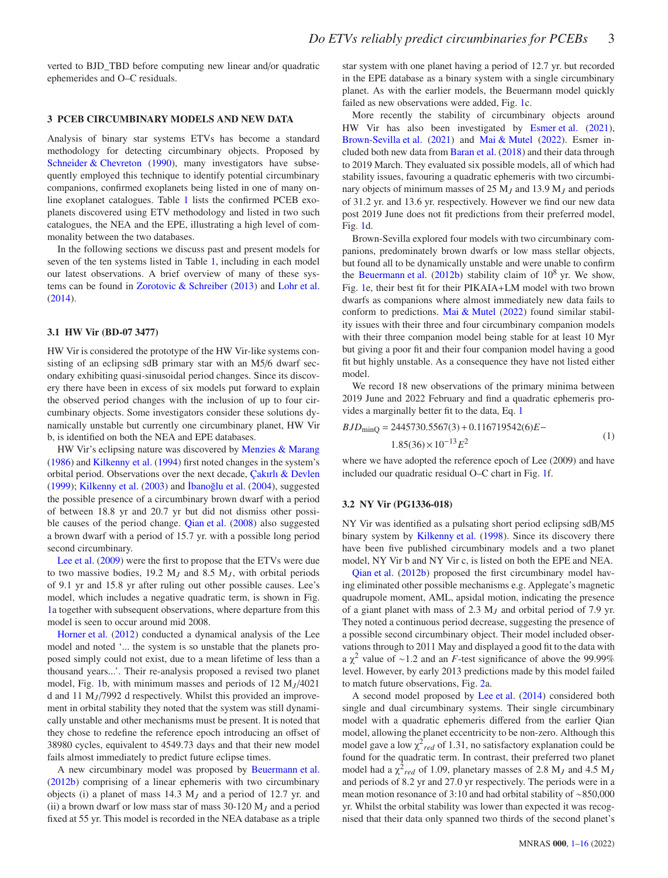verted to BJD_TBD before computing new linear and/or quadratic ephemerides and O–C residuals.

## 3 PCEB CIRCUMBINARY MODELS AND NEW DATA

Analysis of binary star systems ETVs has become a standard methodology for detecting circumbinary objects. Proposed by Schneider & Chevreton (1990), many investigators have subsequently employed this technique to identify potential circumbinary companions, confirmed exoplanets being listed in one of many online exoplanet catalogues. Table 1 lists the confirmed PCEB exoplanets discovered using ETV methodology and listed in two such catalogues, the NEA and the EPE, illustrating a high level of commonality between the two databases.

In the following sections we discuss past and present models for seven of the ten systems listed in Table 1, including in each model our latest observations. A brief overview of many of these systems can be found in Zorotovic & Schreiber (2013) and Lohr et al. (2014).

### 3.1 HW Vir (BD-07 3477)

HW Vir is considered the prototype of the HW Vir-like systems consisting of an eclipsing sdB primary star with an M5/6 dwarf secondary exhibiting quasi-sinusoidal period changes. Since its discovery there have been in excess of six models put forward to explain the observed period changes with the inclusion of up to four circumbinary objects. Some investigators consider these solutions dynamically unstable but currently one circumbinary planet, HW Vir b, is identified on both the NEA and EPE databases.

HW Vir's eclipsing nature was discovered by Menzies & Marang (1986) and Kilkenny et al. (1994) first noted changes in the system's orbital period. Observations over the next decade, Çakırlı & Devlen (1999); Kilkenny et al. (2003) and İbanoğlu et al. (2004), suggested the possible presence of a circumbinary brown dwarf with a period of between 18.8 yr and 20.7 yr but did not dismiss other possible causes of the period change. Qian et al. (2008) also suggested a brown dwarf with a period of 15.7 yr. with a possible long period second circumbinary.

Lee et al. (2009) were the first to propose that the ETVs were due to two massive bodies, 19.2 $M_J$ and 8.5 $M_J$, with orbital periods of 9.1 yr and 15.8 yr after ruling out other possible causes. Lee's model, which includes a negative quadratic term, is shown in Fig. 1a together with subsequent observations, where departure from this model is seen to occur around mid 2008.

Horner et al. (2012) conducted a dynamical analysis of the Lee model and noted '... the system is so unstable that the planets proposed simply could not exist, due to a mean lifetime of less than a thousand years...'. Their re-analysis proposed a revised two planet model, Fig. 1b, with minimum masses and periods of 12 $M_J$/4021 d and 11 $M_J$/7992 d respectively. Whilst this provided an improvement in orbital stability they noted that the system was still dynamically unstable and other mechanisms must be present. It is noted that they chose to redefine the reference epoch introducing an offset of 38980 cycles, equivalent to 4549.73 days and that their new model fails almost immediately to predict future eclipse times.

A new circumbinary model was proposed by Beuermann et al. (2012b) comprising of a linear ephemeris with two circumbinary objects (i) a planet of mass 14.3 $M_J$ and a period of 12.7 yr. and (ii) a brown dwarf or low mass star of mass 30-120 $M_J$ and a period fixed at 55 yr. This model is recorded in the NEA database as a triple star system with one planet having a period of 12.7 yr. but recorded in the EPE database as a binary system with a single circumbinary planet. As with the earlier models, the Beuermann model quickly failed as new observations were added, Fig. 1c.

More recently the stability of circumbinary objects around HW Vir has also been investigated by Esmer et al. (2021), Brown-Sevilla et al. (2021) and Mai & Mutel (2022). Esmer included both new data from Baran et al. (2018) and their data through to 2019 March. They evaluated six possible models, all of which had stability issues, favouring a quadratic ephemeris with two circumbinary objects of minimum masses of 25 $M_J$ and 13.9 $M_J$ and periods of 31.2 yr. and 13.6 yr. respectively. However we find our new data post 2019 June does not fit predictions from their preferred model, Fig. 1d.

Brown-Sevilla explored four models with two circumbinary companions, predominately brown dwarfs or low mass stellar objects, but found all to be dynamically unstable and were unable to confirm the Beuermann et al. (2012b) stability claim of $10^8$ yr. We show, Fig. 1e, their best fit for their PIKAIA+LM model with two brown dwarfs as companions where almost immediately new data fails to conform to predictions. Mai & Mutel (2022) found similar stability issues with their three and four circumbinary companion models with their three companion model being stable for at least 10 Myr but giving a poor fit and their four companion model having a good fit but highly unstable. As a consequence they have not listed either model.

We record 18 new observations of the primary minima between 2019 June and 2022 February and find a quadratic ephemeris provides a marginally better fit to the data, Eq. 1

$$BJD_{\mathrm{minQ}} = 2445730.5567(3) + 0.116719542(6)E - 1.85(36)\times10^{-13}E^2 \quad (1)$$

where we have adopted the reference epoch of Lee (2009) and have included our quadratic residual O–C chart in Fig. 1f.

### 3.2 NY Vir (PG1336-018)

NY Vir was identified as a pulsating short period eclipsing sdB/M5 binary system by Kilkenny et al. (1998). Since its discovery there have been five published circumbinary models and a two planet model, NY Vir b and NY Vir c, is listed on both the EPE and NEA.

Qian et al. (2012b) proposed the first circumbinary model having eliminated other possible mechanisms e.g. Applegate's magnetic quadrupole moment, AML, apsidal motion, indicating the presence of a giant planet with mass of 2.3 $M_J$ and orbital period of 7.9 yr. They noted a continuous period decrease, suggesting the presence of a possible second circumbinary object. Their model included observations through to 2011 May and displayed a good fit to the data with a $\chi^2$ value of ∼1.2 and an $F$-test significance of above the 99.99% level. However, by early 2013 predictions made by this model failed to match future observations, Fig. 2a.

A second model proposed by Lee et al. (2014) considered both single and dual circumbinary systems. Their single circumbinary model with a quadratic ephemeris differed from the earlier Qian model, allowing the planet eccentricity to be non-zero. Although this model gave a low $\chi^2_{red}$ of 1.31, no satisfactory explanation could be found for the quadratic term. In contrast, their preferred two planet model had a $\chi^2_{red}$ of 1.09, planetary masses of 2.8 $M_J$ and 4.5 $M_J$ and periods of 8.2 yr and 27.0 yr respectively. The periods were in a mean motion resonance of 3:10 and had orbital stability of ∼850,000 yr. Whilst the orbital stability was lower than expected it was recognised that their data only spanned two thirds of the second planet's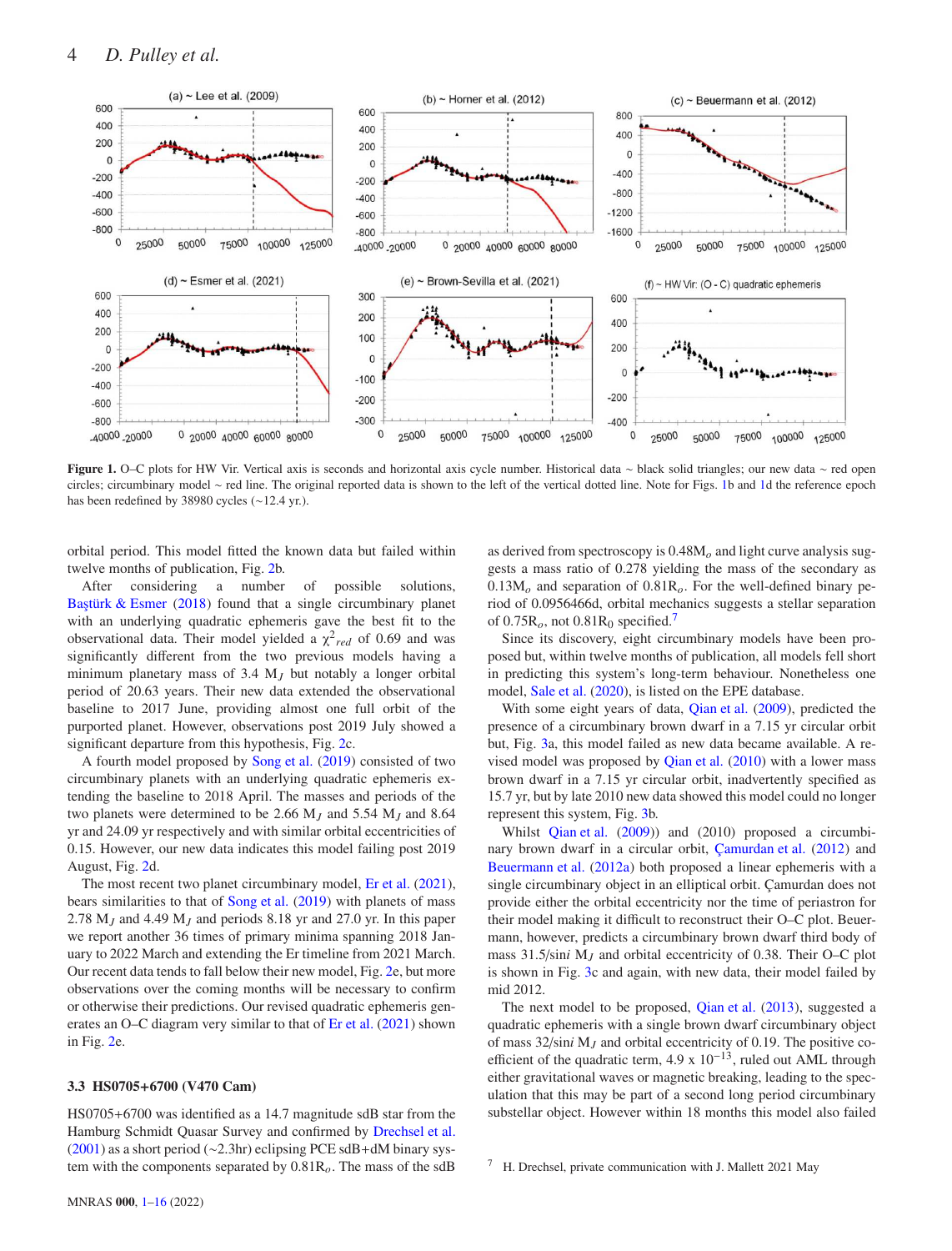Figure 1. O–C plots for HW Vir. Vertical axis is seconds and horizontal axis cycle number. Historical data ~ black solid triangles; our new data ~ red open circles; circumbinary model ~ red line. The original reported data is shown to the left of the vertical dotted line. Note for Figs. 1b and 1d the reference epoch has been redefined by 38980 cycles (~12.4 yr.).

orbital period. This model fitted the known data but failed within twelve months of publication, Fig. 2b.

After considering a number of possible solutions, Baştürk & Esmer (2018) found that a single circumbinary planet with an underlying quadratic ephemeris gave the best fit to the observational data. Their model yielded a $\chi^2_{red}$ of 0.69 and was significantly different from the two previous models having a minimum planetary mass of 3.4 $M_J$ but notably a longer orbital period of 20.63 years. Their new data extended the observational baseline to 2017 June, providing almost one full orbit of the purported planet. However, observations post 2019 July showed a significant departure from this hypothesis, Fig. 2c.

A fourth model proposed by Song et al. (2019) consisted of two circumbinary planets with an underlying quadratic ephemeris extending the baseline to 2018 April. The masses and periods of the two planets were determined to be 2.66 $M_J$ and 5.54 $M_J$ and 8.64 yr and 24.09 yr respectively and with similar orbital eccentricities of 0.15. However, our new data indicates this model failing post 2019 August, Fig. 2d.

The most recent two planet circumbinary model, Er et al. (2021), bears similarities to that of Song et al. (2019) with planets of mass 2.78 $M_J$ and 4.49 $M_J$ and periods 8.18 yr and 27.0 yr. In this paper we report another 36 times of primary minima spanning 2018 January to 2022 March and extending the Er timeline from 2021 March. Our recent data tends to fall below their new model, Fig. 2e, but more observations over the coming months will be necessary to confirm or otherwise their predictions. Our revised quadratic ephemeris generates an O–C diagram very similar to that of Er et al. (2021) shown in Fig. 2e.

### 3.3 HS0705+6700 (V470 Cam)

HS0705+6700 was identified as a 14.7 magnitude sdB star from the Hamburg Schmidt Quasar Survey and confirmed by Drechsel et al. (2001) as a short period (~2.3hr) eclipsing PCE sdB+dM binary system with the components separated by 0.81$R_o$. The mass of the sdB as derived from spectroscopy is 0.48$M_o$ and light curve analysis suggests a mass ratio of 0.278 yielding the mass of the secondary as 0.13$M_o$ and separation of 0.81$R_o$. For the well-defined binary period of 0.0956466d, orbital mechanics suggests a stellar separation of 0.75$R_o$, not 0.81$R_0$ specified.[7]

Since its discovery, eight circumbinary models have been proposed but, within twelve months of publication, all models fell short in predicting this system's long-term behaviour. Nonetheless one model, Sale et al. (2020), is listed on the EPE database.

With some eight years of data, Qian et al. (2009), predicted the presence of a circumbinary brown dwarf in a 7.15 yr circular orbit but, Fig. 3a, this model failed as new data became available. A revised model was proposed by Qian et al. (2010) with a lower mass brown dwarf in a 7.15 yr circular orbit, inadvertently specified as 15.7 yr, but by late 2010 new data showed this model could no longer represent this system, Fig. 3b.

Whilst Qian et al. (2009)) and (2010) proposed a circumbinary brown dwarf in a circular orbit, Çamurdan et al. (2012) and Beuermann et al. (2012a) both proposed a linear ephemeris with a single circumbinary object in an elliptical orbit. Çamurdan does not provide either the orbital eccentricity nor the time of periastron for their model making it difficult to reconstruct their O–C plot. Beuermann, however, predicts a circumbinary brown dwarf third body of mass 31.5/sin$i$ $M_J$ and orbital eccentricity of 0.38. Their O–C plot is shown in Fig. 3c and again, with new data, their model failed by mid 2012.

The next model to be proposed, Qian et al. (2013), suggested a quadratic ephemeris with a single brown dwarf circumbinary object of mass 32/sin$i$ $M_J$ and orbital eccentricity of 0.19. The positive coefficient of the quadratic term, 4.9 x $10^{-13}$, ruled out AML through either gravitational waves or magnetic breaking, leading to the speculation that this may be part of a second long period circumbinary substellar object. However within 18 months this model also failed

[7] H. Drechsel, private communication with J. Mallett 2021 May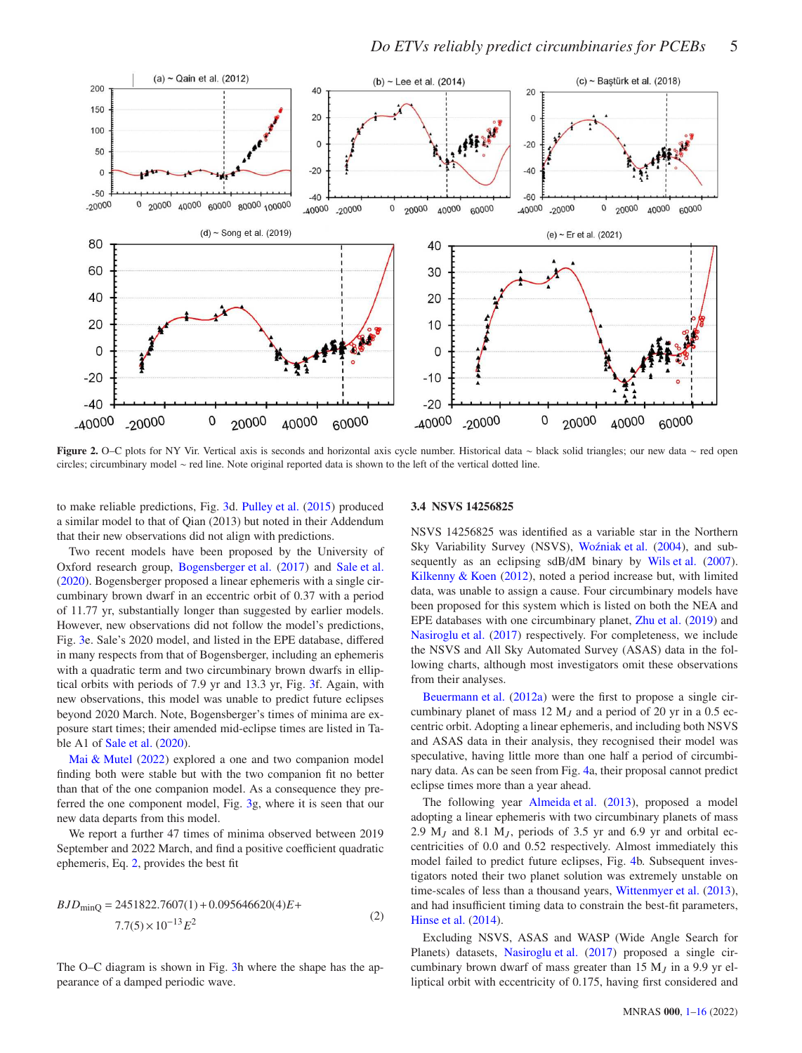Figure 2. O–C plots for NY Vir. Vertical axis is seconds and horizontal axis cycle number. Historical data ~ black solid triangles; our new data ~ red open circles; circumbinary model ~ red line. Note original reported data is shown to the left of the vertical dotted line.

to make reliable predictions, Fig. 3d. Pulley et al. (2015) produced a similar model to that of Qian (2013) but noted in their Addendum that their new observations did not align with predictions.

Two recent models have been proposed by the University of Oxford research group, Bogensberger et al. (2017) and Sale et al. (2020). Bogensberger proposed a linear ephemeris with a single circumbinary brown dwarf in an eccentric orbit of 0.37 with a period of 11.77 yr, substantially longer than suggested by earlier models. However, new observations did not follow the model's predictions, Fig. 3e. Sale's 2020 model, and listed in the EPE database, differed in many respects from that of Bogensberger, including an ephemeris with a quadratic term and two circumbinary brown dwarfs in elliptical orbits with periods of 7.9 yr and 13.3 yr, Fig. 3f. Again, with new observations, this model was unable to predict future eclipses beyond 2020 March. Note, Bogensberger's times of minima are exposure start times; their amended mid-eclipse times are listed in Table A1 of Sale et al. (2020).

Mai & Mutel (2022) explored a one and two companion model finding both were stable but with the two companion fit no better than that of the one companion model. As a consequence they preferred the one component model, Fig. 3g, where it is seen that our new data departs from this model.

We report a further 47 times of minima observed between 2019 September and 2022 March, and find a positive coefficient quadratic ephemeris, Eq. 2, provides the best fit

$$BJD_{\mathrm{minQ}} = 2451822.7607(1) + 0.095646620(4)E + 7.7(5)\times 10^{-13}E^2 \quad (2)$$

The O–C diagram is shown in Fig. 3h where the shape has the appearance of a damped periodic wave.

### 3.4 NSVS 14256825

NSVS 14256825 was identified as a variable star in the Northern Sky Variability Survey (NSVS), Woźniak et al. (2004), and subsequently as an eclipsing sdB/dM binary by Wils et al. (2007). Kilkenny & Koen (2012), noted a period increase but, with limited data, was unable to assign a cause. Four circumbinary models have been proposed for this system which is listed on both the NEA and EPE databases with one circumbinary planet, Zhu et al. (2019) and Nasiroglu et al. (2017) respectively. For completeness, we include the NSVS and All Sky Automated Survey (ASAS) data in the following charts, although most investigators omit these observations from their analyses.

Beuermann et al. (2012a) were the first to propose a single circumbinary planet of mass 12 $M_J$ and a period of 20 yr in a 0.5 eccentric orbit. Adopting a linear ephemeris, and including both NSVS and ASAS data in their analysis, they recognised their model was speculative, having little more than one half a period of circumbinary data. As can be seen from Fig. 4a, their proposal cannot predict eclipse times more than a year ahead.

The following year Almeida et al. (2013), proposed a model adopting a linear ephemeris with two circumbinary planets of mass 2.9 $M_J$ and 8.1 $M_J$, periods of 3.5 yr and 6.9 yr and orbital eccentricities of 0.0 and 0.52 respectively. Almost immediately this model failed to predict future eclipses, Fig. 4b. Subsequent investigators noted their two planet solution was extremely unstable on time-scales of less than a thousand years, Wittenmyer et al. (2013), and had insufficient timing data to constrain the best-fit parameters, Hinse et al. (2014).

Excluding NSVS, ASAS and WASP (Wide Angle Search for Planets) datasets, Nasiroglu et al. (2017) proposed a single circumbinary brown dwarf of mass greater than 15 $M_J$ in a 9.9 yr elliptical orbit with eccentricity of 0.175, having first considered and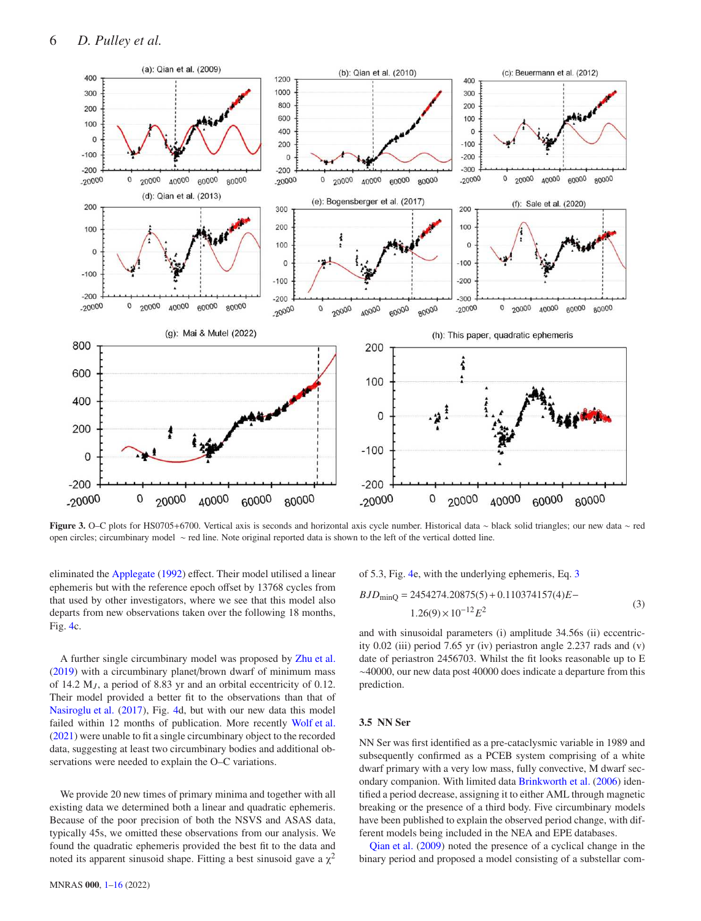Figure 3. O–C plots for HS0705+6700. Vertical axis is seconds and horizontal axis cycle number. Historical data ~ black solid triangles; our new data ~ red open circles; circumbinary model ~ red line. Note original reported data is shown to the left of the vertical dotted line.

eliminated the Applegate (1992) effect. Their model utilised a linear ephemeris but with the reference epoch offset by 13768 cycles from that used by other investigators, where we see that this model also departs from new observations taken over the following 18 months, Fig. 4c.

A further single circumbinary model was proposed by Zhu et al. (2019) with a circumbinary planet/brown dwarf of minimum mass of 14.2 $M_J$, a period of 8.83 yr and an orbital eccentricity of 0.12. Their model provided a better fit to the observations than that of Nasiroglu et al. (2017), Fig. 4d, but with our new data this model failed within 12 months of publication. More recently Wolf et al. (2021) were unable to fit a single circumbinary object to the recorded data, suggesting at least two circumbinary bodies and additional observations were needed to explain the O–C variations.

We provide 20 new times of primary minima and together with all existing data we determined both a linear and quadratic ephemeris. Because of the poor precision of both the NSVS and ASAS data, typically 45s, we omitted these observations from our analysis. We found the quadratic ephemeris provided the best fit to the data and noted its apparent sinusoid shape. Fitting a best sinusoid gave a $\chi^2$ of 5.3, Fig. 4e, with the underlying ephemeris, Eq. 3

$$BJD_{\rm minQ} = 2454274.20875(5) + 0.110374157(4)E - 1.26(9)\times10^{-12}E^2 \tag{3}$$

and with sinusoidal parameters (i) amplitude 34.56s (ii) eccentricity 0.02 (iii) period 7.65 yr (iv) periastron angle 2.237 rads and (v) date of periastron 2456703. Whilst the fit looks reasonable up to E ~40000, our new data post 40000 does indicate a departure from this prediction.

### 3.5 NN Ser

NN Ser was first identified as a pre-cataclysmic variable in 1989 and subsequently confirmed as a PCEB system comprising of a white dwarf primary with a very low mass, fully convective, M dwarf secondary companion. With limited data Brinkworth et al. (2006) identified a period decrease, assigning it to either AML through magnetic breaking or the presence of a third body. Five circumbinary models have been published to explain the observed period change, with different models being included in the NEA and EPE databases.

Qian et al. (2009) noted the presence of a cyclical change in the binary period and proposed a model consisting of a substellar com-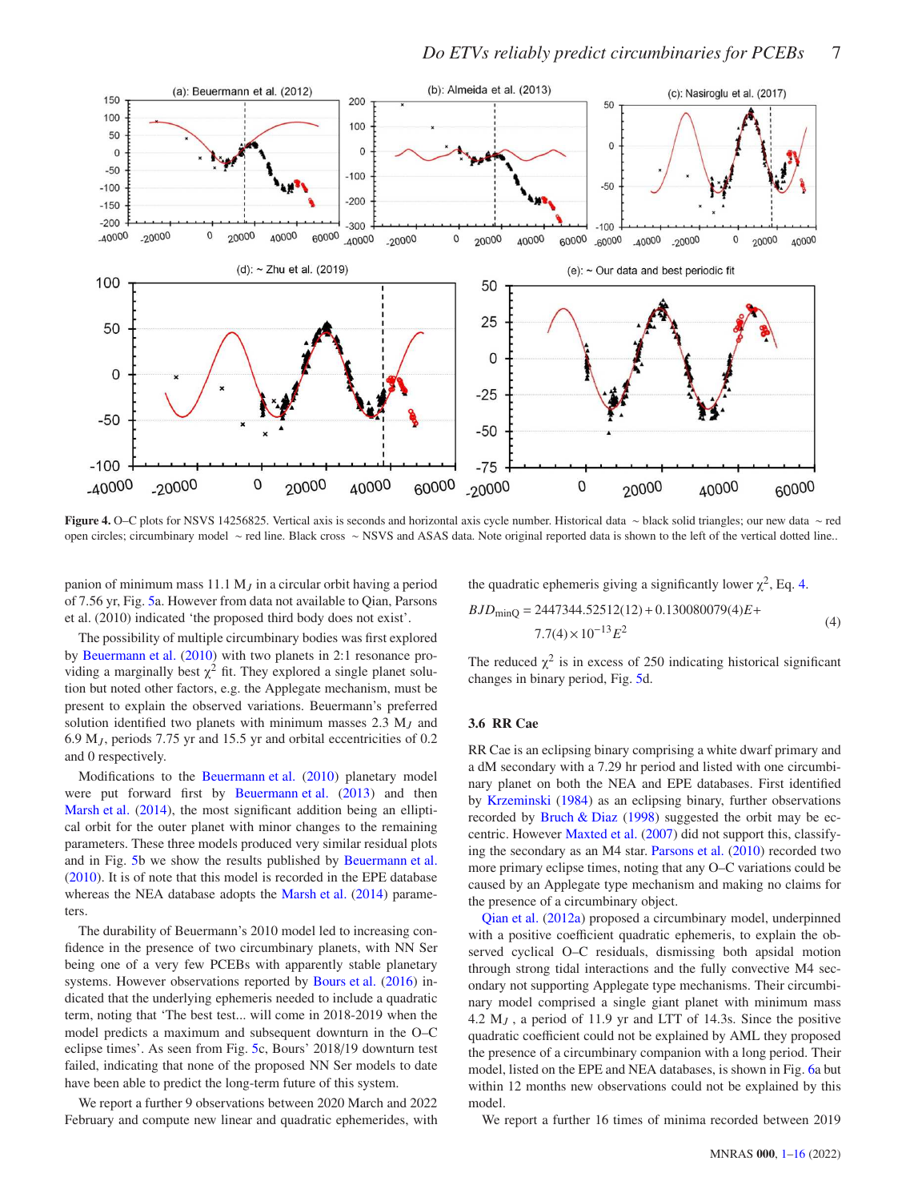Figure 4. O–C plots for NSVS 14256825. Vertical axis is seconds and horizontal axis cycle number. Historical data ~ black solid triangles; our new data ~ red open circles; circumbinary model ~ red line. Black cross ~ NSVS and ASAS data. Note original reported data is shown to the left of the vertical dotted line..

panion of minimum mass 11.1 $M_J$ in a circular orbit having a period of 7.56 yr, Fig. 5a. However from data not available to Qian, Parsons et al. (2010) indicated 'the proposed third body does not exist'.

The possibility of multiple circumbinary bodies was first explored by Beuermann et al. (2010) with two planets in 2:1 resonance providing a marginally best $\chi^2$ fit. They explored a single planet solution but noted other factors, e.g. the Applegate mechanism, must be present to explain the observed variations. Beuermann's preferred solution identified two planets with minimum masses 2.3 $M_J$ and 6.9 $M_J$, periods 7.75 yr and 15.5 yr and orbital eccentricities of 0.2 and 0 respectively.

Modifications to the Beuermann et al. (2010) planetary model were put forward first by Beuermann et al. (2013) and then Marsh et al. (2014), the most significant addition being an elliptical orbit for the outer planet with minor changes to the remaining parameters. These three models produced very similar residual plots and in Fig. 5b we show the results published by Beuermann et al. (2010). It is of note that this model is recorded in the EPE database whereas the NEA database adopts the Marsh et al. (2014) parameters.

The durability of Beuermann's 2010 model led to increasing confidence in the presence of two circumbinary planets, with NN Ser being one of a very few PCEBs with apparently stable planetary systems. However observations reported by Bours et al. (2016) indicated that the underlying ephemeris needed to include a quadratic term, noting that 'The best test... will come in 2018-2019 when the model predicts a maximum and subsequent downturn in the O–C eclipse times'. As seen from Fig. 5c, Bours' 2018/19 downturn test failed, indicating that none of the proposed NN Ser models to date have been able to predict the long-term future of this system.

We report a further 9 observations between 2020 March and 2022 February and compute new linear and quadratic ephemerides, with the quadratic ephemeris giving a significantly lower $\chi^2$, Eq. 4.

$$BJD_{\text{minQ}} = 2447344.52512(12) + 0.130080079(4)E + 7.7(4) \times 10^{-13} E^2 \tag{4}$$

The reduced $\chi^2$ is in excess of 250 indicating historical significant changes in binary period, Fig. 5d.

### 3.6 RR Cae

RR Cae is an eclipsing binary comprising a white dwarf primary and a dM secondary with a 7.29 hr period and listed with one circumbinary planet on both the NEA and EPE databases. First identified by Krzeminski (1984) as an eclipsing binary, further observations recorded by Bruch & Diaz (1998) suggested the orbit may be eccentric. However Maxted et al. (2007) did not support this, classifying the secondary as an M4 star. Parsons et al. (2010) recorded two more primary eclipse times, noting that any O–C variations could be caused by an Applegate type mechanism and making no claims for the presence of a circumbinary object.

Qian et al. (2012a) proposed a circumbinary model, underpinned with a positive coefficient quadratic ephemeris, to explain the observed cyclical O–C residuals, dismissing both apsidal motion through strong tidal interactions and the fully convective M4 secondary not supporting Applegate type mechanisms. Their circumbinary model comprised a single giant planet with minimum mass 4.2 $M_J$, a period of 11.9 yr and LTT of 14.3s. Since the positive quadratic coefficient could not be explained by AML they proposed the presence of a circumbinary companion with a long period. Their model, listed on the EPE and NEA databases, is shown in Fig. 6a but within 12 months new observations could not be explained by this model.

We report a further 16 times of minima recorded between 2019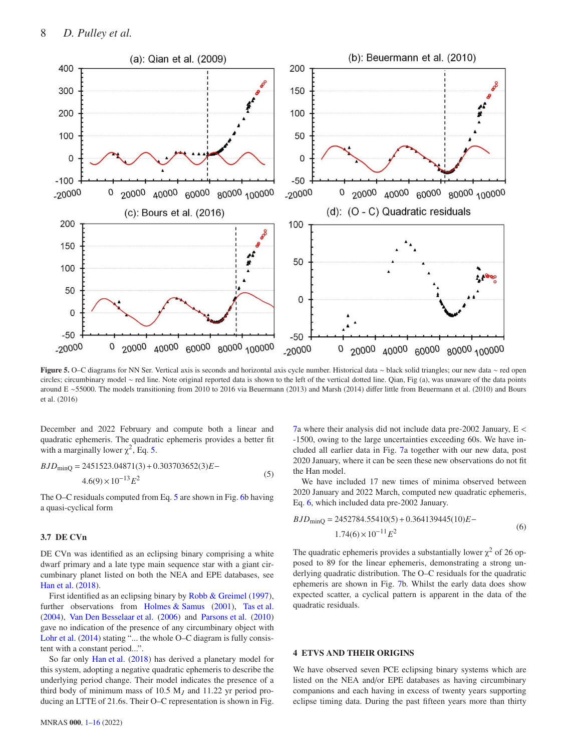**Figure 5.** O–C diagrams for NN Ser. Vertical axis is seconds and horizontal axis cycle number. Historical data ~ black solid triangles; our new data ~ red open circles; circumbinary model ~ red line. Note original reported data is shown to the left of the vertical dotted line. Qian, Fig (a), was unaware of the data points around E ~55000. The models transitioning from 2010 to 2016 via Beuermann (2013) and Marsh (2014) differ little from Beuermann et al. (2010) and Bours et al. (2016)

December and 2022 February and compute both a linear and quadratic ephemeris. The quadratic ephemeris provides a better fit with a marginally lower $\chi^2$, Eq. 5.

$$BJD_{\mathrm{minQ}} = 2451523.04871(3) + 0.303703652(3)E - 4.6(9) \times 10^{-13} E^2 \tag{5}$$

The O–C residuals computed from Eq. 5 are shown in Fig. 6b having a quasi-cyclical form

### 3.7 DE CVn

DE CVn was identified as an eclipsing binary comprising a white dwarf primary and a late type main sequence star with a giant circumbinary planet listed on both the NEA and EPE databases, see Han et al. (2018).

First identified as an eclipsing binary by Robb & Greimel (1997), further observations from Holmes & Samus (2001), Tas et al. (2004), Van Den Besselaar et al. (2006) and Parsons et al. (2010) gave no indication of the presence of any circumbinary object with Lohr et al. (2014) stating "... the whole O–C diagram is fully consistent with a constant period...".

So far only Han et al. (2018) has derived a planetary model for this system, adopting a negative quadratic ephemeris to describe the underlying period change. Their model indicates the presence of a third body of minimum mass of 10.5 $M_J$ and 11.22 yr period producing an LTTE of 21.6s. Their O–C representation is shown in Fig. 7a where their analysis did not include data pre-2002 January, E < -1500, owing to the large uncertainties exceeding 60s. We have included all earlier data in Fig. 7a together with our new data, post 2020 January, where it can be seen these new observations do not fit the Han model.

We have included 17 new times of minima observed between 2020 January and 2022 March, computed new quadratic ephemeris, Eq. 6, which included data pre-2002 January.

$$BJD_{\mathrm{minQ}} = 2452784.55410(5) + 0.364139445(10)E - 1.74(6) \times 10^{-11} E^2 \tag{6}$$

The quadratic ephemeris provides a substantially lower $\chi^2$ of 26 opposed to 89 for the linear ephemeris, demonstrating a strong underlying quadratic distribution. The O–C residuals for the quadratic ephemeris are shown in Fig. 7b. Whilst the early data does show expected scatter, a cyclical pattern is apparent in the data of the quadratic residuals.

## 4 ETVS AND THEIR ORIGINS

We have observed seven PCE eclipsing binary systems which are listed on the NEA and/or EPE databases as having circumbinary companions and each having in excess of twenty years supporting eclipse timing data. During the past fifteen years more than thirty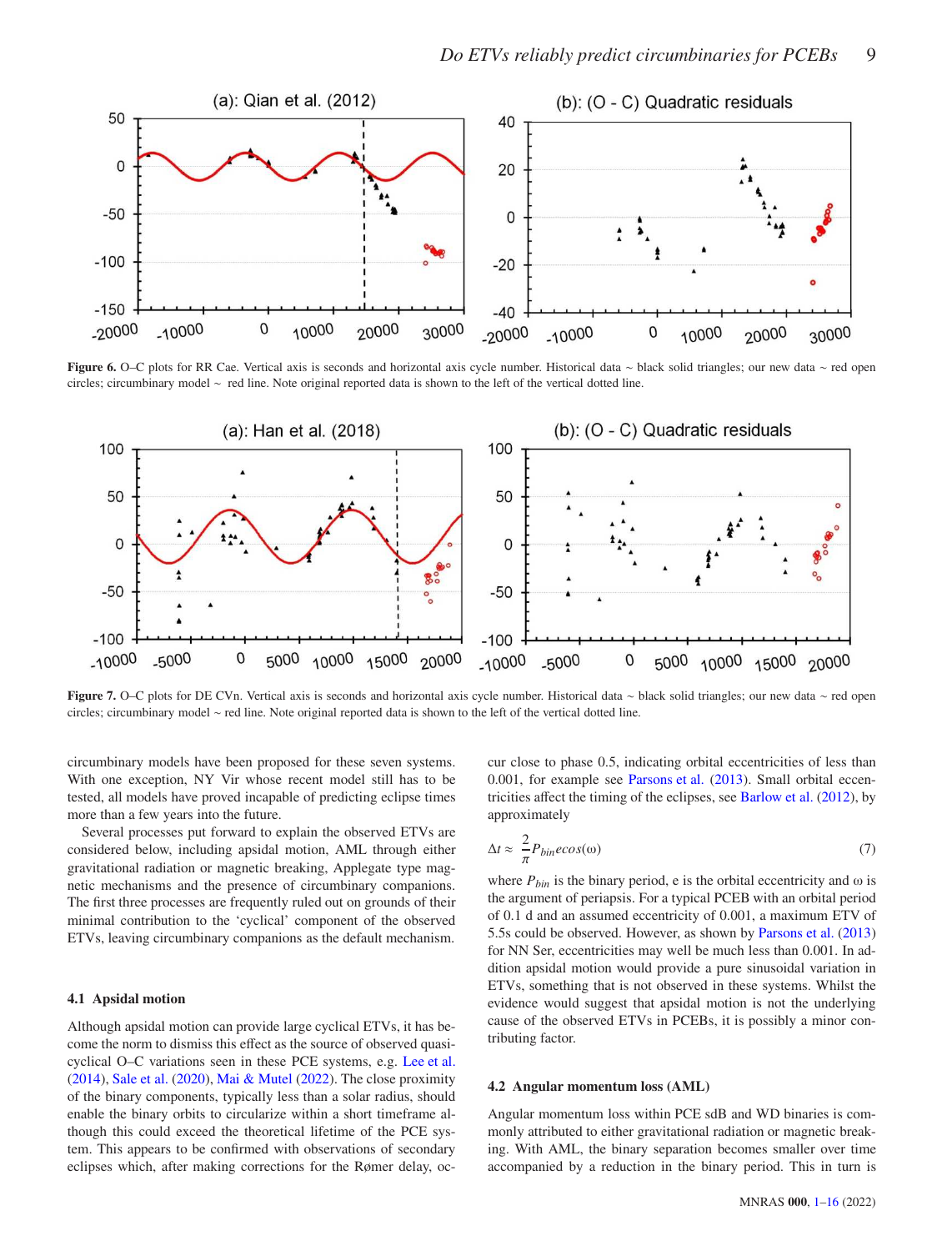Figure 6. O–C plots for RR Cae. Vertical axis is seconds and horizontal axis cycle number. Historical data ~ black solid triangles; our new data ~ red open circles; circumbinary model ~ red line. Note original reported data is shown to the left of the vertical dotted line.

Figure 7. O–C plots for DE CVn. Vertical axis is seconds and horizontal axis cycle number. Historical data ~ black solid triangles; our new data ~ red open circles; circumbinary model ~ red line. Note original reported data is shown to the left of the vertical dotted line.

circumbinary models have been proposed for these seven systems. With one exception, NY Vir whose recent model still has to be tested, all models have proved incapable of predicting eclipse times more than a few years into the future.

Several processes put forward to explain the observed ETVs are considered below, including apsidal motion, AML through either gravitational radiation or magnetic breaking, Applegate type magnetic mechanisms and the presence of circumbinary companions. The first three processes are frequently ruled out on grounds of their minimal contribution to the 'cyclical' component of the observed ETVs, leaving circumbinary companions as the default mechanism.

### 4.1 Apsidal motion

Although apsidal motion can provide large cyclical ETVs, it has become the norm to dismiss this effect as the source of observed quasi-cyclical O–C variations seen in these PCE systems, e.g. Lee et al. (2014), Sale et al. (2020), Mai & Mutel (2022). The close proximity of the binary components, typically less than a solar radius, should enable the binary orbits to circularize within a short timeframe although this could exceed the theoretical lifetime of the PCE system. This appears to be confirmed with observations of secondary eclipses which, after making corrections for the Rømer delay, occur close to phase 0.5, indicating orbital eccentricities of less than 0.001, for example see Parsons et al. (2013). Small orbital eccentricities affect the timing of the eclipses, see Barlow et al. (2012), by approximately

$$\Delta t \approx \frac{2}{\pi} P_{bin} e cos(\omega) \tag{7}$$

where $P_{bin}$ is the binary period, e is the orbital eccentricity and ω is the argument of periapsis. For a typical PCEB with an orbital period of 0.1 d and an assumed eccentricity of 0.001, a maximum ETV of 5.5s could be observed. However, as shown by Parsons et al. (2013) for NN Ser, eccentricities may well be much less than 0.001. In addition apsidal motion would provide a pure sinusoidal variation in ETVs, something that is not observed in these systems. Whilst the evidence would suggest that apsidal motion is not the underlying cause of the observed ETVs in PCEBs, it is possibly a minor contributing factor.

### 4.2 Angular momentum loss (AML)

Angular momentum loss within PCE sdB and WD binaries is commonly attributed to either gravitational radiation or magnetic breaking. With AML, the binary separation becomes smaller over time accompanied by a reduction in the binary period. This in turn is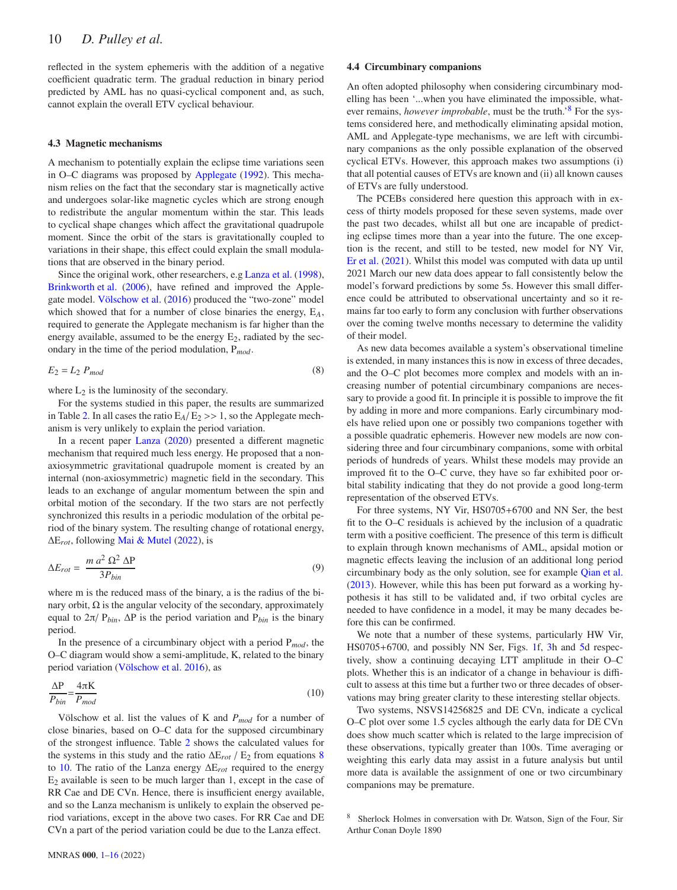reflected in the system ephemeris with the addition of a negative coefficient quadratic term. The gradual reduction in binary period predicted by AML has no quasi-cyclical component and, as such, cannot explain the overall ETV cyclical behaviour.

### 4.3 Magnetic mechanisms

A mechanism to potentially explain the eclipse time variations seen in O–C diagrams was proposed by Applegate (1992). This mechanism relies on the fact that the secondary star is magnetically active and undergoes solar-like magnetic cycles which are strong enough to redistribute the angular momentum within the star. This leads to cyclical shape changes which affect the gravitational quadrupole moment. Since the orbit of the stars is gravitationally coupled to variations in their shape, this effect could explain the small modulations that are observed in the binary period.

Since the original work, other researchers, e.g Lanza et al. (1998), Brinkworth et al. (2006), have refined and improved the Applegate model. Völschow et al. (2016) produced the "two-zone" model which showed that for a number of close binaries the energy, $E_A$, required to generate the Applegate mechanism is far higher than the energy available, assumed to be the energy $E_2$, radiated by the secondary in the time of the period modulation, $P_{mod}$.

$$E_2 = L_2 \, P_{mod} \tag{8}$$

where $L_2$ is the luminosity of the secondary.

For the systems studied in this paper, the results are summarized in Table 2. In all cases the ratio $E_A / E_2 >> 1$, so the Applegate mechanism is very unlikely to explain the period variation.

In a recent paper Lanza (2020) presented a different magnetic mechanism that required much less energy. He proposed that a non-axiosymmetric gravitational quadrupole moment is created by an internal (non-axiosymmetric) magnetic field in the secondary. This leads to an exchange of angular momentum between the spin and orbital motion of the secondary. If the two stars are not perfectly synchronized this results in a periodic modulation of the orbital period of the binary system. The resulting change of rotational energy, $\Delta E_{rot}$, following Mai & Mutel (2022), is

$$\Delta E_{rot} = \frac{m \, a^2 \, \Omega^2 \, \Delta P}{3 P_{bin}} \tag{9}$$

where m is the reduced mass of the binary, a is the radius of the binary orbit, $\Omega$ is the angular velocity of the secondary, approximately equal to $2\pi / P_{bin}$, $\Delta P$ is the period variation and $P_{bin}$ is the binary period.

In the presence of a circumbinary object with a period $P_{mod}$, the O–C diagram would show a semi-amplitude, K, related to the binary period variation (Völschow et al. 2016), as

$$\frac{\Delta P}{P_{bin}} = \frac{4\pi K}{P_{mod}} \tag{10}$$

Völschow et al. list the values of K and $P_{mod}$ for a number of close binaries, based on O–C data for the supposed circumbinary of the strongest influence. Table 2 shows the calculated values for the systems in this study and the ratio $\Delta E_{rot} / E_2$ from equations 8 to 10. The ratio of the Lanza energy $\Delta E_{rot}$ required to the energy $E_2$ available is seen to be much larger than 1, except in the case of RR Cae and DE CVn. Hence, there is insufficient energy available, and so the Lanza mechanism is unlikely to explain the observed period variations, except in the above two cases. For RR Cae and DE CVn a part of the period variation could be due to the Lanza effect.

### 4.4 Circumbinary companions

An often adopted philosophy when considering circumbinary modelling has been '...when you have eliminated the impossible, whatever remains, *however improbable*, must be the truth.'[8] For the systems considered here, and methodically eliminating apsidal motion, AML and Applegate-type mechanisms, we are left with circumbinary companions as the only possible explanation of the observed cyclical ETVs. However, this approach makes two assumptions (i) that all potential causes of ETVs are known and (ii) all known causes of ETVs are fully understood.

The PCEBs considered here question this approach with in excess of thirty models proposed for these seven systems, made over the past two decades, whilst all but one are incapable of predicting eclipse times more than a year into the future. The one exception is the recent, and still to be tested, new model for NY Vir, Er et al. (2021). Whilst this model was computed with data up until 2021 March our new data does appear to fall consistently below the model's forward predictions by some 5s. However this small difference could be attributed to observational uncertainty and so it remains far too early to form any conclusion with further observations over the coming twelve months necessary to determine the validity of their model.

As new data becomes available a system's observational timeline is extended, in many instances this is now in excess of three decades, and the O–C plot becomes more complex and models with an increasing number of potential circumbinary companions are necessary to provide a good fit. In principle it is possible to improve the fit by adding in more and more companions. Early circumbinary models have relied upon one or possibly two companions together with a possible quadratic ephemeris. However new models are now considering three and four circumbinary companions, some with orbital periods of hundreds of years. Whilst these models may provide an improved fit to the O–C curve, they have so far exhibited poor orbital stability indicating that they do not provide a good long-term representation of the observed ETVs.

For three systems, NY Vir, HS0705+6700 and NN Ser, the best fit to the O–C residuals is achieved by the inclusion of a quadratic term with a positive coefficient. The presence of this term is difficult to explain through known mechanisms of AML, apsidal motion or magnetic effects leaving the inclusion of an additional long period circumbinary body as the only solution, see for example Qian et al. (2013). However, while this has been put forward as a working hypothesis it has still to be validated and, if two orbital cycles are needed to have confidence in a model, it may be many decades before this can be confirmed.

We note that a number of these systems, particularly HW Vir, HS0705+6700, and possibly NN Ser, Figs. 1f, 3h and 5d respectively, show a continuing decaying LTT amplitude in their O–C plots. Whether this is an indicator of a change in behaviour is difficult to assess at this time but a further two or three decades of observations may bring greater clarity to these interesting stellar objects.

Two systems, NSVS14256825 and DE CVn, indicate a cyclical O–C plot over some 1.5 cycles although the early data for DE CVn does show much scatter which is related to the large imprecision of these observations, typically greater than 100s. Time averaging or weighting this early data may assist in a future analysis but until more data is available the assignment of one or two circumbinary companions may be premature.

[8] Sherlock Holmes in conversation with Dr. Watson, Sign of the Four, Sir Arthur Conan Doyle 1890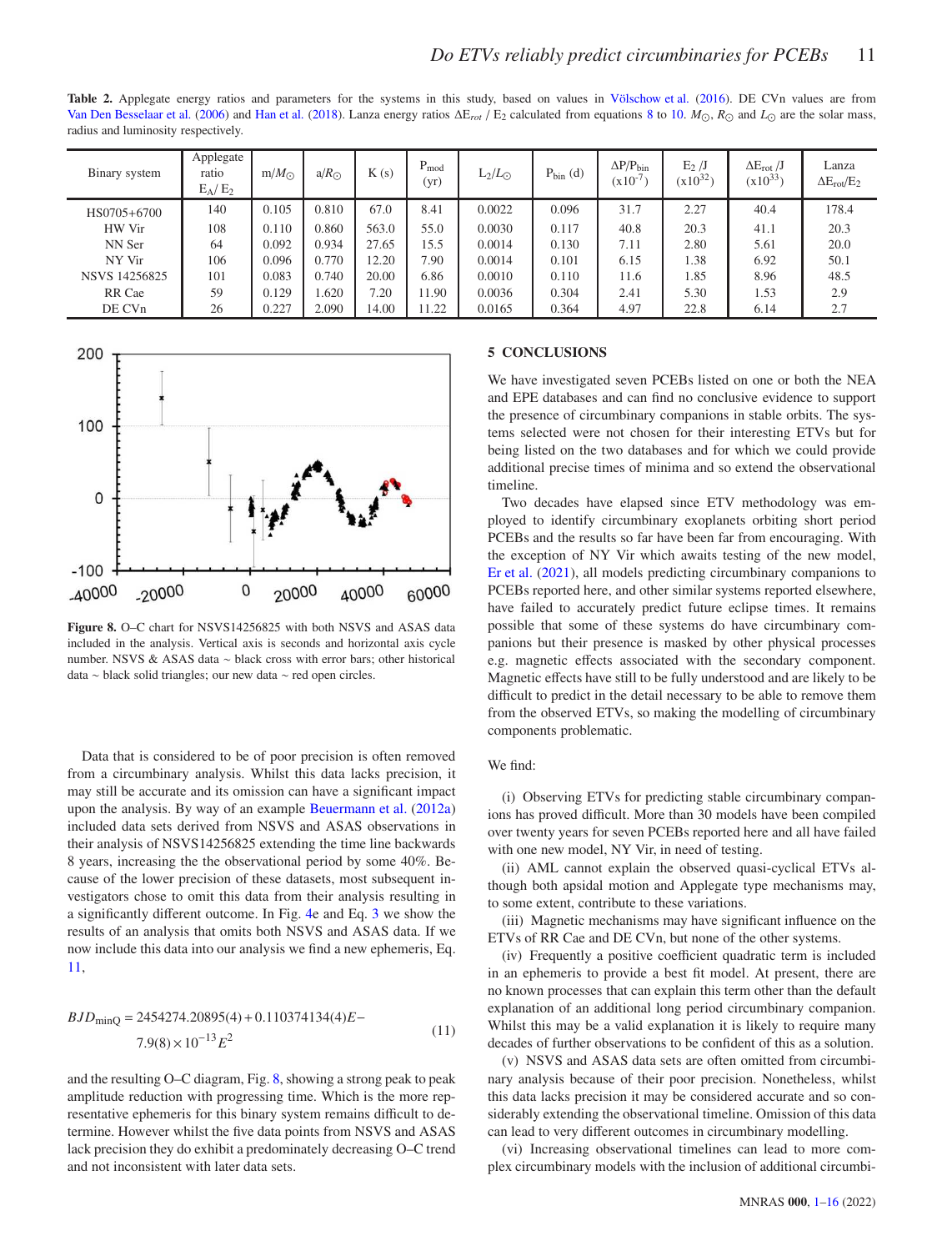**Table 2.** Applegate energy ratios and parameters for the systems in this study, based on values in Völschow et al. (2016). DE CVn values are from Van Den Besselaar et al. (2006) and Han et al. (2018). Lanza energy ratios $\Delta E_{rot}$ / $E_2$ calculated from equations 8 to 10. $M_\odot$, $R_\odot$ and $L_\odot$ are the solar mass, radius and luminosity respectively.

| Binary system | Applegate ratio $E_A$/ $E_2$ | m/$M_\odot$ | a/$R_\odot$ | K (s) | $P_{mod}$ (yr) | $L_2/L_\odot$ | $P_{bin}$ (d) | $\Delta P/P_{bin}$ ($\times10^{-7}$) | $E_2$ /J ($\times10^{32}$) | $\Delta E_{rot}$ /J ($\times10^{33}$) | Lanza $\Delta E_{rot}/E_2$ |
|---|---|---|---|---|---|---|---|---|---|---|---|
| HS0705+6700 | 140 | 0.105 | 0.810 | 67.0 | 8.41 | 0.0022 | 0.096 | 31.7 | 2.27 | 40.4 | 178.4 |
| HW Vir | 108 | 0.110 | 0.860 | 563.0 | 55.0 | 0.0030 | 0.117 | 40.8 | 20.3 | 41.1 | 20.3 |
| NN Ser | 64 | 0.092 | 0.934 | 27.65 | 15.5 | 0.0014 | 0.130 | 7.11 | 2.80 | 5.61 | 20.0 |
| NY Vir | 106 | 0.096 | 0.770 | 12.20 | 7.90 | 0.0014 | 0.101 | 6.15 | 1.38 | 6.92 | 50.1 |
| NSVS 14256825 | 101 | 0.083 | 0.740 | 20.00 | 6.86 | 0.0010 | 0.110 | 11.6 | 1.85 | 8.96 | 48.5 |
| RR Cae | 59 | 0.129 | 1.620 | 7.20 | 11.90 | 0.0036 | 0.304 | 2.41 | 5.30 | 1.53 | 2.9 |
| DE CVn | 26 | 0.227 | 2.090 | 14.00 | 11.22 | 0.0165 | 0.364 | 4.97 | 22.8 | 6.14 | 2.7 |

**Figure 8.** O–C chart for NSVS14256825 with both NSVS and ASAS data included in the analysis. Vertical axis is seconds and horizontal axis cycle number. NSVS & ASAS data ~ black cross with error bars; other historical data ~ black solid triangles; our new data ~ red open circles.

Data that is considered to be of poor precision is often removed from a circumbinary analysis. Whilst this data lacks precision, it may still be accurate and its omission can have a significant impact upon the analysis. By way of an example Beuermann et al. (2012a) included data sets derived from NSVS and ASAS observations in their analysis of NSVS14256825 extending the time line backwards 8 years, increasing the the observational period by some 40%. Because of the lower precision of these datasets, most subsequent investigators chose to omit this data from their analysis resulting in a significantly different outcome. In Fig. 4e and Eq. 3 we show the results of an analysis that omits both NSVS and ASAS data. If we now include this data into our analysis we find a new ephemeris, Eq. 11,

$$BJD_{minQ} = 2454274.20895(4) + 0.110374134(4)E - 7.9(8)\times10^{-13}E^2 \quad (11)$$

and the resulting O–C diagram, Fig. 8, showing a strong peak to peak amplitude reduction with progressing time. Which is the more representative ephemeris for this binary system remains difficult to determine. However whilst the five data points from NSVS and ASAS lack precision they do exhibit a predominately decreasing O–C trend and not inconsistent with later data sets.

## 5 CONCLUSIONS

We have investigated seven PCEBs listed on one or both the NEA and EPE databases and can find no conclusive evidence to support the presence of circumbinary companions in stable orbits. The systems selected were not chosen for their interesting ETVs but for being listed on the two databases and for which we could provide additional precise times of minima and so extend the observational timeline.

Two decades have elapsed since ETV methodology was employed to identify circumbinary exoplanets orbiting short period PCEBs and the results so far have been far from encouraging. With the exception of NY Vir which awaits testing of the new model, Er et al. (2021), all models predicting circumbinary companions to PCEBs reported here, and other similar systems reported elsewhere, have failed to accurately predict future eclipse times. It remains possible that some of these systems do have circumbinary companions but their presence is masked by other physical processes e.g. magnetic effects associated with the secondary component. Magnetic effects have still to be fully understood and are likely to be difficult to predict in the detail necessary to be able to remove them from the observed ETVs, so making the modelling of circumbinary components problematic.

We find:

(i) Observing ETVs for predicting stable circumbinary companions has proved difficult. More than 30 models have been compiled over twenty years for seven PCEBs reported here and all have failed with one new model, NY Vir, in need of testing.

(ii) AML cannot explain the observed quasi-cyclical ETVs although both apsidal motion and Applegate type mechanisms may, to some extent, contribute to these variations.

(iii) Magnetic mechanisms may have significant influence on the ETVs of RR Cae and DE CVn, but none of the other systems.

(iv) Frequently a positive coefficient quadratic term is included in an ephemeris to provide a best fit model. At present, there are no known processes that can explain this term other than the default explanation of an additional long period circumbinary companion. Whilst this may be a valid explanation it is likely to require many decades of further observations to be confident of this as a solution.

(v) NSVS and ASAS data sets are often omitted from circumbinary analysis because of their poor precision. Nonetheless, whilst this data lacks precision it may be considered accurate and so considerably extending the observational timeline. Omission of this data can lead to very different outcomes in circumbinary modelling.

(vi) Increasing observational timelines can lead to more complex circumbinary models with the inclusion of additional circumbi-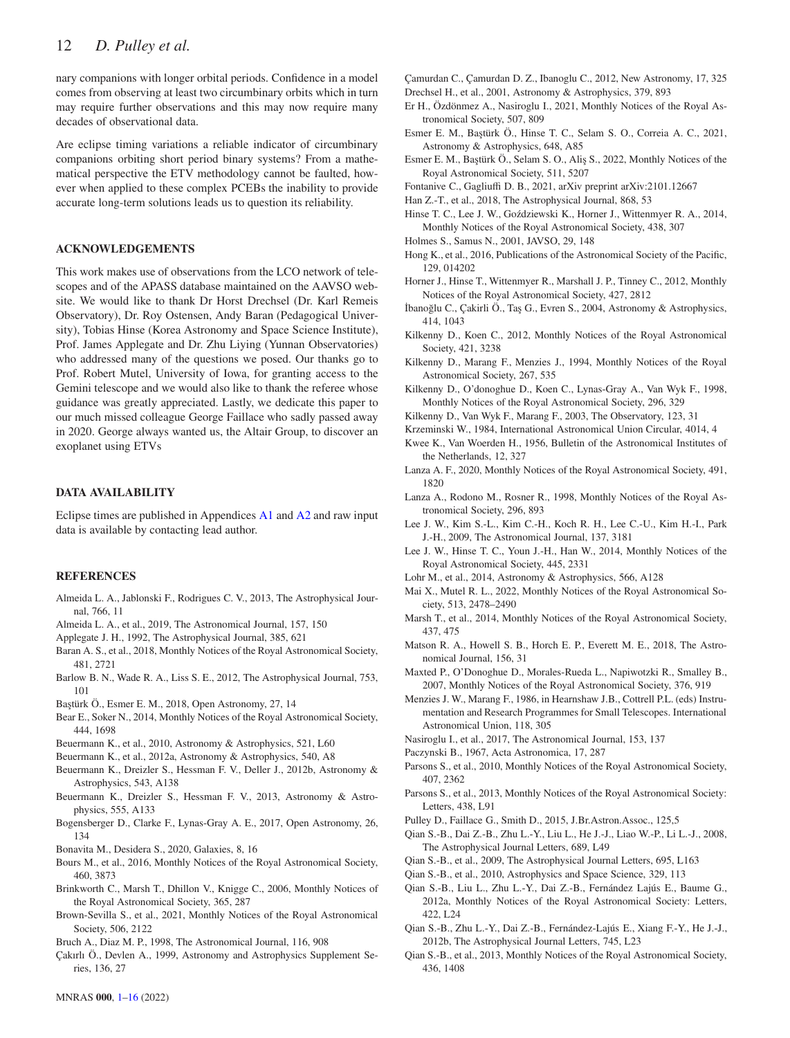nary companions with longer orbital periods. Confidence in a model comes from observing at least two circumbinary orbits which in turn may require further observations and this may now require many decades of observational data.

Are eclipse timing variations a reliable indicator of circumbinary companions orbiting short period binary systems? From a mathematical perspective the ETV methodology cannot be faulted, however when applied to these complex PCEBs the inability to provide accurate long-term solutions leads us to question its reliability.

## ACKNOWLEDGEMENTS

This work makes use of observations from the LCO network of telescopes and of the APASS database maintained on the AAVSO website. We would like to thank Dr Horst Drechsel (Dr. Karl Remeis Observatory), Dr. Roy Ostensen, Andy Baran (Pedagogical University), Tobias Hinse (Korea Astronomy and Space Science Institute), Prof. James Applegate and Dr. Zhu Liying (Yunnan Observatories) who addressed many of the questions we posed. Our thanks go to Prof. Robert Mutel, University of Iowa, for granting access to the Gemini telescope and we would also like to thank the referee whose guidance was greatly appreciated. Lastly, we dedicate this paper to our much missed colleague George Faillace who sadly passed away in 2020. George always wanted us, the Altair Group, to discover an exoplanet using ETVs

## DATA AVAILABILITY

Eclipse times are published in Appendices A1 and A2 and raw input data is available by contacting lead author.

## REFERENCES

Almeida L. A., Jablonski F., Rodrigues C. V., 2013, The Astrophysical Journal, 766, 11

Almeida L. A., et al., 2019, The Astronomical Journal, 157, 150

Applegate J. H., 1992, The Astrophysical Journal, 385, 621

Baran A. S., et al., 2018, Monthly Notices of the Royal Astronomical Society, 481, 2721

Barlow B. N., Wade R. A., Liss S. E., 2012, The Astrophysical Journal, 753, 101

Baştürk Ö., Esmer E. M., 2018, Open Astronomy, 27, 14

Bear E., Soker N., 2014, Monthly Notices of the Royal Astronomical Society, 444, 1698

Beuermann K., et al., 2010, Astronomy & Astrophysics, 521, L60

Beuermann K., et al., 2012a, Astronomy & Astrophysics, 540, A8

Beuermann K., Dreizler S., Hessman F. V., Deller J., 2012b, Astronomy & Astrophysics, 543, A138

Beuermann K., Dreizler S., Hessman F. V., 2013, Astronomy & Astrophysics, 555, A133

Bogensberger D., Clarke F., Lynas-Gray A. E., 2017, Open Astronomy, 26, 134

Bonavita M., Desidera S., 2020, Galaxies, 8, 16

Bours M., et al., 2016, Monthly Notices of the Royal Astronomical Society, 460, 3873

Brinkworth C., Marsh T., Dhillon V., Knigge C., 2006, Monthly Notices of the Royal Astronomical Society, 365, 287

Brown-Sevilla S., et al., 2021, Monthly Notices of the Royal Astronomical Society, 506, 2122

Bruch A., Diaz M. P., 1998, The Astronomical Journal, 116, 908

Çakırlı Ö., Devlen A., 1999, Astronomy and Astrophysics Supplement Series, 136, 27

Çamurdan C., Çamurdan D. Z., Ibanoglu C., 2012, New Astronomy, 17, 325

Drechsel H., et al., 2001, Astronomy & Astrophysics, 379, 893

Er H., Özdönmez A., Nasiroglu I., 2021, Monthly Notices of the Royal Astronomical Society, 507, 809

Esmer E. M., Baştürk Ö., Hinse T. C., Selam S. O., Correia A. C., 2021, Astronomy & Astrophysics, 648, A85

Esmer E. M., Baştürk Ö., Selam S. O., Aliş S., 2022, Monthly Notices of the Royal Astronomical Society, 511, 5207

Fontanive C., Gagliuffi D. B., 2021, arXiv preprint arXiv:2101.12667

Han Z.-T., et al., 2018, The Astrophysical Journal, 868, 53

Hinse T. C., Lee J. W., Goździewski K., Horner J., Wittenmyer R. A., 2014, Monthly Notices of the Royal Astronomical Society, 438, 307

Holmes S., Samus N., 2001, JAVSO, 29, 148

Hong K., et al., 2016, Publications of the Astronomical Society of the Pacific, 129, 014202

Horner J., Hinse T., Wittenmyer R., Marshall J. P., Tinney C., 2012, Monthly Notices of the Royal Astronomical Society, 427, 2812

İbanoğlu C., Çakirli Ö., Taş G., Evren S., 2004, Astronomy & Astrophysics, 414, 1043

Kilkenny D., Koen C., 2012, Monthly Notices of the Royal Astronomical Society, 421, 3238

Kilkenny D., Marang F., Menzies J., 1994, Monthly Notices of the Royal Astronomical Society, 267, 535

Kilkenny D., O'donoghue D., Koen C., Lynas-Gray A., Van Wyk F., 1998, Monthly Notices of the Royal Astronomical Society, 296, 329

Kilkenny D., Van Wyk F., Marang F., 2003, The Observatory, 123, 31

Krzeminski W., 1984, International Astronomical Union Circular, 4014, 4

Kwee K., Van Woerden H., 1956, Bulletin of the Astronomical Institutes of the Netherlands, 12, 327

Lanza A. F., 2020, Monthly Notices of the Royal Astronomical Society, 491, 1820

Lanza A., Rodono M., Rosner R., 1998, Monthly Notices of the Royal Astronomical Society, 296, 893

Lee J. W., Kim S.-L., Kim C.-H., Koch R. H., Lee C.-U., Kim H.-I., Park J.-H., 2009, The Astronomical Journal, 137, 3181

Lee J. W., Hinse T. C., Youn J.-H., Han W., 2014, Monthly Notices of the Royal Astronomical Society, 445, 2331

Lohr M., et al., 2014, Astronomy & Astrophysics, 566, A128

Mai X., Mutel R. L., 2022, Monthly Notices of the Royal Astronomical Society, 513, 2478–2490

Marsh T., et al., 2014, Monthly Notices of the Royal Astronomical Society, 437, 475

Matson R. A., Howell S. B., Horch E. P., Everett M. E., 2018, The Astronomical Journal, 156, 31

Maxted P., O'Donoghue D., Morales-Rueda L., Napiwotzki R., Smalley B., 2007, Monthly Notices of the Royal Astronomical Society, 376, 919

Menzies J. W., Marang F., 1986, in Hearnshaw J.B., Cottrell P.L. (eds) Instrumentation and Research Programmes for Small Telescopes. International Astronomical Union, 118, 305

Nasiroglu I., et al., 2017, The Astronomical Journal, 153, 137

Paczynski B., 1967, Acta Astronomica, 17, 287

Parsons S., et al., 2010, Monthly Notices of the Royal Astronomical Society, 407, 2362

Parsons S., et al., 2013, Monthly Notices of the Royal Astronomical Society: Letters, 438, L91

Pulley D., Faillace G., Smith D., 2015, J.Br.Astron.Assoc., 125,5

Qian S.-B., Dai Z.-B., Zhu L.-Y., Liu L., He J.-J., Liao W.-P., Li L.-J., 2008, The Astrophysical Journal Letters, 689, L49

Qian S.-B., et al., 2009, The Astrophysical Journal Letters, 695, L163

Qian S.-B., et al., 2010, Astrophysics and Space Science, 329, 113

Qian S.-B., Liu L., Zhu L.-Y., Dai Z.-B., Fernández Lajús E., Baume G., 2012a, Monthly Notices of the Royal Astronomical Society: Letters, 422, L24

Qian S.-B., Zhu L.-Y., Dai Z.-B., Fernández-Lajús E., Xiang F.-Y., He J.-J., 2012b, The Astrophysical Journal Letters, 745, L23

Qian S.-B., et al., 2013, Monthly Notices of the Royal Astronomical Society, 436, 1408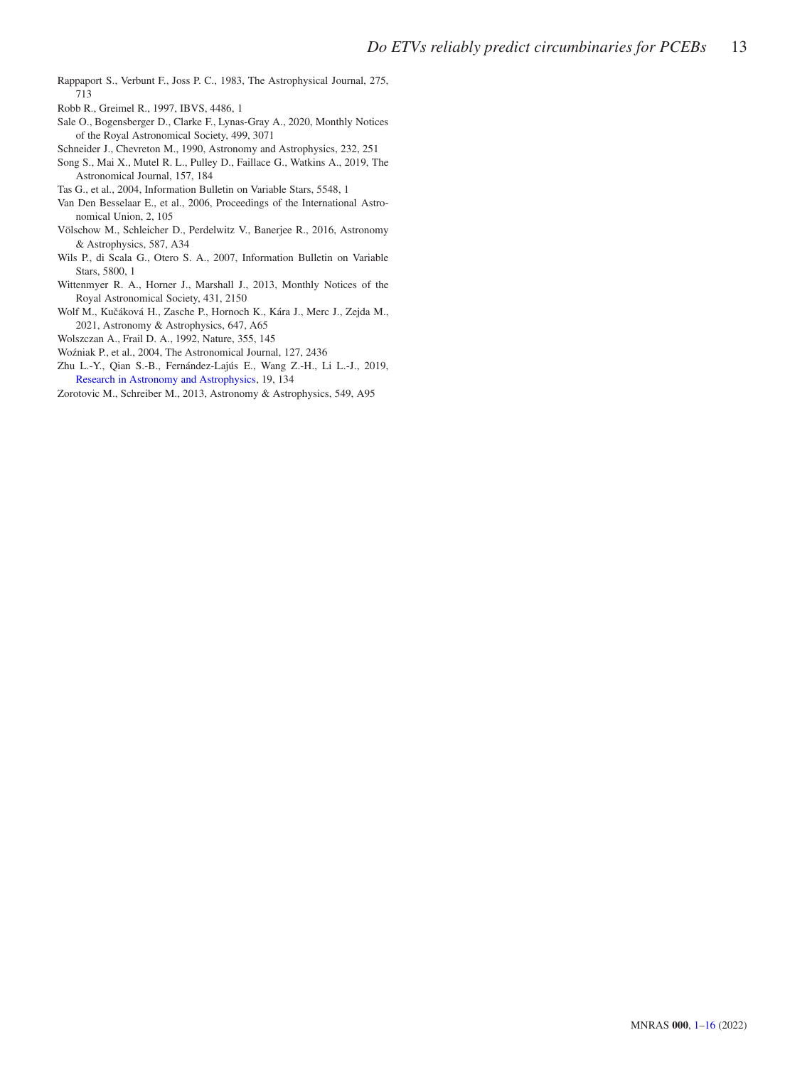Rappaport S., Verbunt F., Joss P. C., 1983, The Astrophysical Journal, 275, 713

Robb R., Greimel R., 1997, IBVS, 4486, 1

Sale O., Bogensberger D., Clarke F., Lynas-Gray A., 2020, Monthly Notices of the Royal Astronomical Society, 499, 3071

Schneider J., Chevreton M., 1990, Astronomy and Astrophysics, 232, 251

Song S., Mai X., Mutel R. L., Pulley D., Faillace G., Watkins A., 2019, The Astronomical Journal, 157, 184

Tas G., et al., 2004, Information Bulletin on Variable Stars, 5548, 1

Van Den Besselaar E., et al., 2006, Proceedings of the International Astronomical Union, 2, 105

Völschow M., Schleicher D., Perdelwitz V., Banerjee R., 2016, Astronomy & Astrophysics, 587, A34

Wils P., di Scala G., Otero S. A., 2007, Information Bulletin on Variable Stars, 5800, 1

Wittenmyer R. A., Horner J., Marshall J., 2013, Monthly Notices of the Royal Astronomical Society, 431, 2150

Wolf M., Kučáková H., Zasche P., Hornoch K., Kára J., Merc J., Zejda M., 2021, Astronomy & Astrophysics, 647, A65

Wolszczan A., Frail D. A., 1992, Nature, 355, 145

Woźniak P., et al., 2004, The Astronomical Journal, 127, 2436

Zhu L.-Y., Qian S.-B., Fernández-Lajús E., Wang Z.-H., Li L.-J., 2019, Research in Astronomy and Astrophysics, 19, 134

Zorotovic M., Schreiber M., 2013, Astronomy & Astrophysics, 549, A95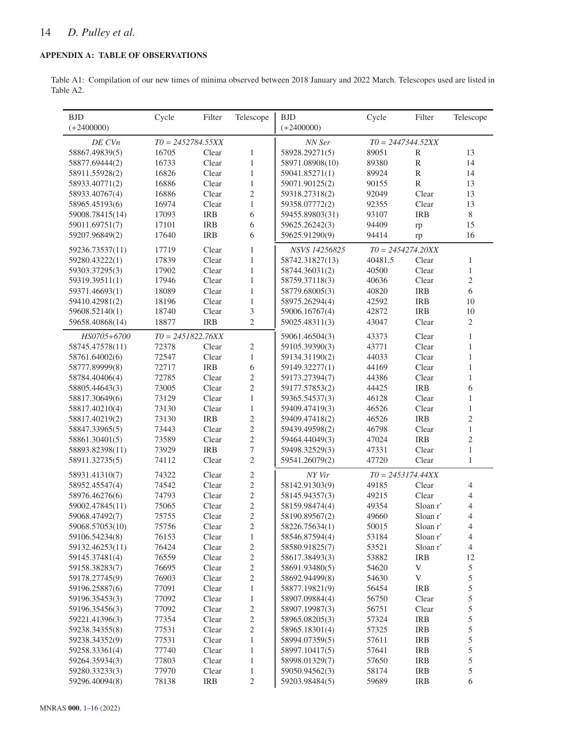## APPENDIX A: TABLE OF OBSERVATIONS

Table A1: Compilation of our new times of minima observed between 2018 January and 2022 March. Telescopes used are listed in Table A2.

| BJD (+2400000) | Cycle | Filter | Telescope | BJD (+2400000) | Cycle | Filter | Telescope |
|---|---|---|---|---|---|---|---|
| *DE CVn* | *T0 = 2452784.55XX* | | | *NN Ser* | *T0 = 2447344.52XX* | | |
| 58867.49839(5) | 16705 | Clear | 1 | 58928.29271(5) | 89051 | R | 13 |
| 58877.69444(2) | 16733 | Clear | 1 | 58971.08908(10) | 89380 | R | 14 |
| 58911.55928(2) | 16826 | Clear | 1 | 59041.85271(1) | 89924 | R | 14 |
| 58933.40771(2) | 16886 | Clear | 1 | 59071.90125(2) | 90155 | R | 13 |
| 58933.40767(4) | 16886 | Clear | 2 | 59318.27318(2) | 92049 | Clear | 13 |
| 58965.45193(6) | 16974 | Clear | 1 | 59358.07772(2) | 92355 | Clear | 13 |
| 59008.78415(14) | 17093 | IRB | 6 | 59455.89803(31) | 93107 | IRB | 8 |
| 59011.69751(7) | 17101 | IRB | 6 | 59625.26242(3) | 94409 | rp | 15 |
| 59207.96849(2) | 17640 | IRB | 6 | 59625.91290(9) | 94414 | rp | 16 |
| 59236.73537(11) | 17719 | Clear | 1 | *NSVS 14256825* | *T0 = 2454274.20XX* | | |
| 59280.43222(1) | 17839 | Clear | 1 | 58742.31827(13) | 40481.5 | Clear | 1 |
| 59303.37295(3) | 17902 | Clear | 1 | 58744.36031(2) | 40500 | Clear | 1 |
| 59319.39511(1) | 17946 | Clear | 1 | 58759.37118(3) | 40636 | Clear | 2 |
| 59371.46693(1) | 18089 | Clear | 1 | 58779.68005(3) | 40820 | IRB | 6 |
| 59410.42981(2) | 18196 | Clear | 1 | 58975.26294(4) | 42592 | IRB | 10 |
| 59608.52140(1) | 18740 | Clear | 3 | 59006.16767(4) | 42872 | IRB | 10 |
| 59658.40868(14) | 18877 | IRB | 2 | 59025.48311(3) | 43047 | Clear | 2 |
| *HS0705+6700* | *T0 = 2451822.76XX* | | | 59061.46504(3) | 43373 | Clear | 1 |
| 58745.47578(11) | 72378 | Clear | 2 | 59105.39390(3) | 43771 | Clear | 1 |
| 58761.64002(6) | 72547 | Clear | 1 | 59134.31190(2) | 44033 | Clear | 1 |
| 58777.89999(8) | 72717 | IRB | 6 | 59149.32277(1) | 44169 | Clear | 1 |
| 58784.40406(4) | 72785 | Clear | 2 | 59173.27394(7) | 44386 | Clear | 1 |
| 58805.44643(3) | 73005 | Clear | 2 | 59177.57853(2) | 44425 | IRB | 6 |
| 58817.30649(6) | 73129 | Clear | 1 | 59365.54537(3) | 46128 | Clear | 1 |
| 58817.40210(4) | 73130 | Clear | 1 | 59409.47419(3) | 46526 | Clear | 1 |
| 58817.40219(2) | 73130 | IRB | 2 | 59409.47418(2) | 46526 | IRB | 2 |
| 58847.33965(5) | 73443 | Clear | 2 | 59439.49598(2) | 46798 | Clear | 1 |
| 58861.30401(5) | 73589 | Clear | 2 | 59464.44049(3) | 47024 | IRB | 2 |
| 58893.82398(11) | 73929 | IRB | 7 | 59498.32529(3) | 47331 | Clear | 1 |
| 58911.32735(5) | 74112 | Clear | 2 | 59541.26079(2) | 47720 | Clear | 1 |
| 58931.41310(7) | 74322 | Clear | 2 | *NY Vir* | *T0 = 2453174.44XX* | | |
| 58952.45547(4) | 74542 | Clear | 2 | 58142.91303(9) | 49185 | Clear | 4 |
| 58976.46276(6) | 74793 | Clear | 2 | 58145.94357(3) | 49215 | Clear | 4 |
| 59002.47845(11) | 75065 | Clear | 2 | 58159.98474(4) | 49354 | Sloan r' | 4 |
| 59068.47492(7) | 75755 | Clear | 2 | 58190.89567(2) | 49660 | Sloan r' | 4 |
| 59068.57053(10) | 75756 | Clear | 2 | 58226.75634(1) | 50015 | Sloan r' | 4 |
| 59106.54234(8) | 76153 | Clear | 1 | 58546.87594(4) | 53184 | Sloan r' | 4 |
| 59132.46253(11) | 76424 | Clear | 2 | 58580.91825(7) | 53521 | Sloan r' | 4 |
| 59145.37481(4) | 76559 | Clear | 2 | 58617.38493(3) | 53882 | IRB | 12 |
| 59158.38283(7) | 76695 | Clear | 2 | 58691.93480(5) | 54620 | V | 5 |
| 59178.27745(9) | 76903 | Clear | 2 | 58692.94499(8) | 54630 | V | 5 |
| 59196.25887(6) | 77091 | Clear | 1 | 58877.19821(9) | 56454 | IRB | 5 |
| 59196.35453(3) | 77092 | Clear | 1 | 58907.09884(4) | 56750 | Clear | 5 |
| 59196.35456(3) | 77092 | Clear | 2 | 58907.19987(3) | 56751 | Clear | 5 |
| 59221.41396(3) | 77354 | Clear | 2 | 58965.08205(3) | 57324 | IRB | 5 |
| 59238.34355(8) | 77531 | Clear | 2 | 58965.18301(4) | 57325 | IRB | 5 |
| 59238.34352(9) | 77531 | Clear | 1 | 58994.07359(5) | 57611 | IRB | 5 |
| 59258.33361(4) | 77740 | Clear | 1 | 58997.10417(5) | 57641 | IRB | 5 |
| 59264.35934(3) | 77803 | Clear | 1 | 58998.01329(7) | 57650 | IRB | 5 |
| 59280.33233(3) | 77970 | Clear | 1 | 59050.94562(3) | 58174 | IRB | 5 |
| 59296.40094(8) | 78138 | IRB | 2 | 59203.98484(5) | 59689 | IRB | 6 |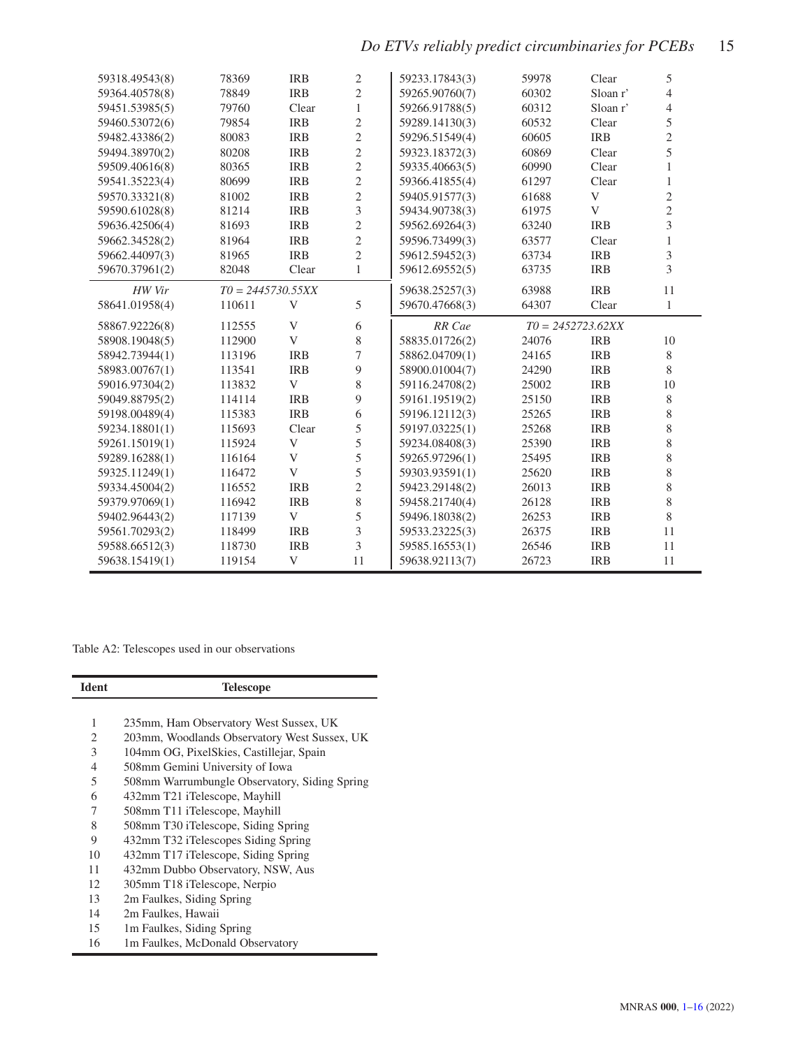| | | | |
|---|---|---|---|
| 59318.49543(8) | 78369 | IRB | 2 |
| 59364.40578(8) | 78849 | IRB | 2 |
| 59451.53985(5) | 79760 | Clear | 1 |
| 59460.53072(6) | 79854 | IRB | 2 |
| 59482.43386(2) | 80083 | IRB | 2 |
| 59494.38970(2) | 80208 | IRB | 2 |
| 59509.40616(8) | 80365 | IRB | 2 |
| 59541.35223(4) | 80699 | IRB | 2 |
| 59570.33321(8) | 81002 | IRB | 2 |
| 59590.61028(8) | 81214 | IRB | 3 |
| 59636.42506(4) | 81693 | IRB | 2 |
| 59662.34528(2) | 81964 | IRB | 2 |
| 59662.44097(3) | 81965 | IRB | 2 |
| 59670.37961(2) | 82048 | Clear | 1 |
| *HW Vir* | $T0 = 2445730.55XX$ | | |
| 58641.01958(4) | 110611 | V | 5 |
| 58867.92226(8) | 112555 | V | 6 |
| 58908.19048(5) | 112900 | V | 8 |
| 58942.73944(1) | 113196 | IRB | 7 |
| 58983.00767(1) | 113541 | IRB | 9 |
| 59016.97304(2) | 113832 | V | 8 |
| 59049.88795(2) | 114114 | IRB | 9 |
| 59198.00489(4) | 115383 | IRB | 6 |
| 59234.18801(1) | 115693 | Clear | 5 |
| 59261.15019(1) | 115924 | V | 5 |
| 59289.16288(1) | 116164 | V | 5 |
| 59325.11249(1) | 116472 | V | 5 |
| 59334.45004(2) | 116552 | IRB | 2 |
| 59379.97069(1) | 116942 | IRB | 8 |
| 59402.96443(2) | 117139 | V | 5 |
| 59561.70293(2) | 118499 | IRB | 3 |
| 59588.66512(3) | 118730 | IRB | 3 |
| 59638.15419(1) | 119154 | V | 11 |

| | | | |
|---|---|---|---|
| 59233.17843(3) | 59978 | Clear | 5 |
| 59265.90760(7) | 60302 | Sloan r' | 4 |
| 59266.91788(5) | 60312 | Sloan r' | 4 |
| 59289.14130(3) | 60532 | Clear | 5 |
| 59296.51549(4) | 60605 | IRB | 2 |
| 59323.18372(3) | 60869 | Clear | 5 |
| 59335.40663(5) | 60990 | Clear | 1 |
| 59366.41855(4) | 61297 | Clear | 1 |
| 59405.91577(3) | 61688 | V | 2 |
| 59434.90738(3) | 61975 | V | 2 |
| 59562.69264(3) | 63240 | IRB | 3 |
| 59596.73499(3) | 63577 | Clear | 1 |
| 59612.59452(3) | 63734 | IRB | 3 |
| 59612.69552(5) | 63735 | IRB | 3 |
| 59638.25257(3) | 63988 | IRB | 11 |
| 59670.47668(3) | 64307 | Clear | 1 |
| *RR Cae* | $T0 = 2452723.62XX$ | | |
| 58835.01726(2) | 24076 | IRB | 10 |
| 58862.04709(1) | 24165 | IRB | 8 |
| 58900.01004(7) | 24290 | IRB | 8 |
| 59116.24708(2) | 25002 | IRB | 10 |
| 59161.19519(2) | 25150 | IRB | 8 |
| 59196.12112(3) | 25265 | IRB | 8 |
| 59197.03225(1) | 25268 | IRB | 8 |
| 59234.08408(3) | 25390 | IRB | 8 |
| 59265.97296(1) | 25495 | IRB | 8 |
| 59303.93591(1) | 25620 | IRB | 8 |
| 59423.29148(2) | 26013 | IRB | 8 |
| 59458.21740(4) | 26128 | IRB | 8 |
| 59496.18038(2) | 26253 | IRB | 8 |
| 59533.23225(3) | 26375 | IRB | 11 |
| 59585.16553(1) | 26546 | IRB | 11 |
| 59638.92113(7) | 26723 | IRB | 11 |

Table A2: Telescopes used in our observations

| Ident | Telescope |
|---|---|
| 1 | 235mm, Ham Observatory West Sussex, UK |
| 2 | 203mm, Woodlands Observatory West Sussex, UK |
| 3 | 104mm OG, PixelSkies, Castillejar, Spain |
| 4 | 508mm Gemini University of Iowa |
| 5 | 508mm Warrumbungle Observatory, Siding Spring |
| 6 | 432mm T21 iTelescope, Mayhill |
| 7 | 508mm T11 iTelescope, Mayhill |
| 8 | 508mm T30 iTelescope, Siding Spring |
| 9 | 432mm T32 iTelescopes Siding Spring |
| 10 | 432mm T17 iTelescope, Siding Spring |
| 11 | 432mm Dubbo Observatory, NSW, Aus |
| 12 | 305mm T18 iTelescope, Nerpio |
| 13 | 2m Faulkes, Siding Spring |
| 14 | 2m Faulkes, Hawaii |
| 15 | 1m Faulkes, Siding Spring |
| 16 | 1m Faulkes, McDonald Observatory |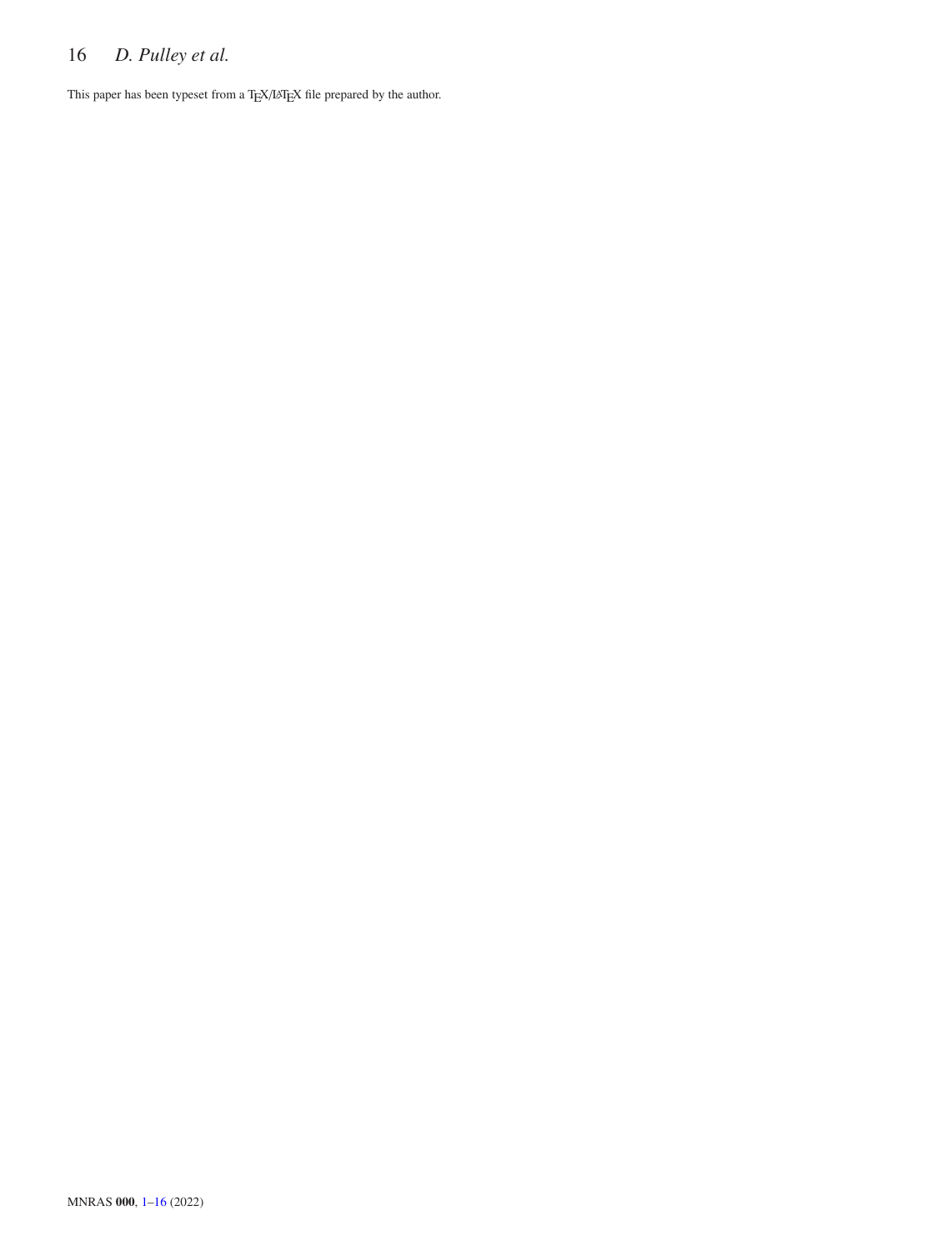This paper has been typeset from a TEX/LATEX file prepared by the author.